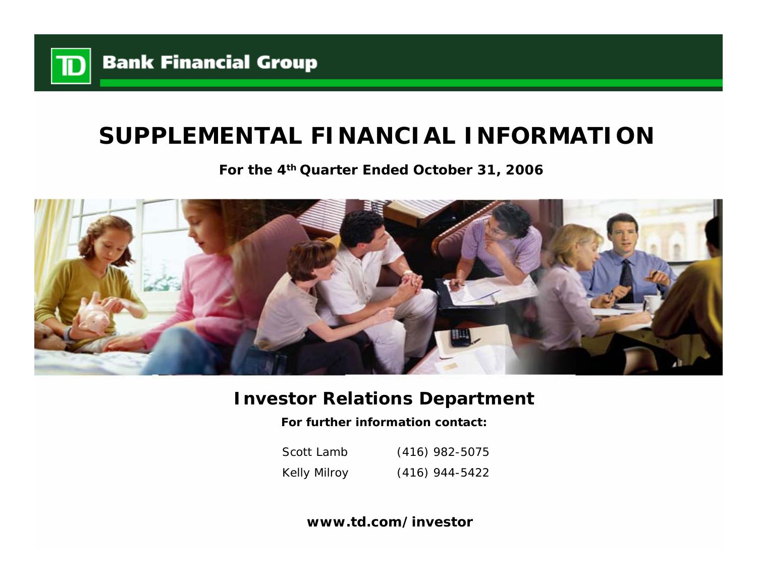TD Bank Financial Group

# SUPPLEMENTAL FINANCIAL INFORMATION

**For the 4th Quarter Ended October 31, 2006**

## Investor Relations Department

**For further information contact:**

| | |
|---|---|
| Scott Lamb | (416) 982-5075 |
| Kelly Milroy | (416) 944-5422 |

**www.td.com/investor**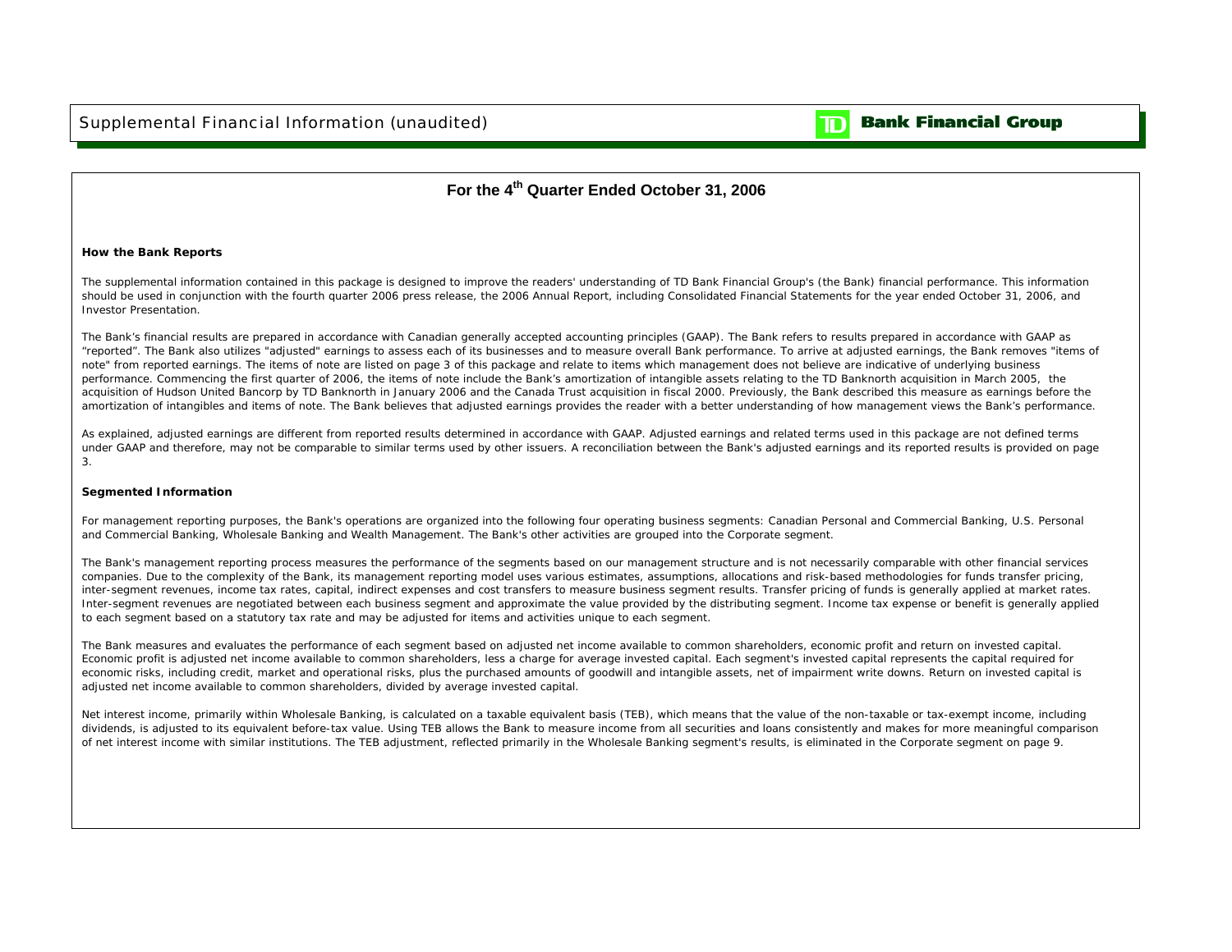Supplemental Financial Information (unaudited)

TD Bank Financial Group

## For the 4th Quarter Ended October 31, 2006

### How the Bank Reports

The supplemental information contained in this package is designed to improve the readers' understanding of TD Bank Financial Group's (the Bank) financial performance. This information should be used in conjunction with the fourth quarter 2006 press release, the 2006 Annual Report, including Consolidated Financial Statements for the year ended October 31, 2006, and Investor Presentation.

The Bank's financial results are prepared in accordance with Canadian generally accepted accounting principles (GAAP). The Bank refers to results prepared in accordance with GAAP as "reported". The Bank also utilizes "adjusted" earnings to assess each of its businesses and to measure overall Bank performance. To arrive at adjusted earnings, the Bank removes "items of note" from reported earnings. The items of note are listed on page 3 of this package and relate to items which management does not believe are indicative of underlying business performance. Commencing the first quarter of 2006, the items of note include the Bank's amortization of intangible assets relating to the TD Banknorth acquisition in March 2005, the acquisition of Hudson United Bancorp by TD Banknorth in January 2006 and the Canada Trust acquisition in fiscal 2000. Previously, the Bank described this measure as earnings before the amortization of intangibles and items of note. The Bank believes that adjusted earnings provides the reader with a better understanding of how management views the Bank's performance.

As explained, adjusted earnings are different from reported results determined in accordance with GAAP. Adjusted earnings and related terms used in this package are not defined terms under GAAP and therefore, may not be comparable to similar terms used by other issuers. A reconciliation between the Bank's adjusted earnings and its reported results is provided on page 3.

### Segmented Information

For management reporting purposes, the Bank's operations are organized into the following four operating business segments: Canadian Personal and Commercial Banking, U.S. Personal and Commercial Banking, Wholesale Banking and Wealth Management. The Bank's other activities are grouped into the Corporate segment.

The Bank's management reporting process measures the performance of the segments based on our management structure and is not necessarily comparable with other financial services companies. Due to the complexity of the Bank, its management reporting model uses various estimates, assumptions, allocations and risk-based methodologies for funds transfer pricing, inter-segment revenues, income tax rates, capital, indirect expenses and cost transfers to measure business segment results. Transfer pricing of funds is generally applied at market rates. Inter-segment revenues are negotiated between each business segment and approximate the value provided by the distributing segment. Income tax expense or benefit is generally applied to each segment based on a statutory tax rate and may be adjusted for items and activities unique to each segment.

The Bank measures and evaluates the performance of each segment based on adjusted net income available to common shareholders, economic profit and return on invested capital. Economic profit is adjusted net income available to common shareholders, less a charge for average invested capital. Each segment's invested capital represents the capital required for economic risks, including credit, market and operational risks, plus the purchased amounts of goodwill and intangible assets, net of impairment write downs. Return on invested capital is adjusted net income available to common shareholders, divided by average invested capital.

Net interest income, primarily within Wholesale Banking, is calculated on a taxable equivalent basis (TEB), which means that the value of the non-taxable or tax-exempt income, including dividends, is adjusted to its equivalent before-tax value. Using TEB allows the Bank to measure income from all securities and loans consistently and makes for more meaningful comparison of net interest income with similar institutions. The TEB adjustment, reflected primarily in the Wholesale Banking segment's results, is eliminated in the Corporate segment on page 9.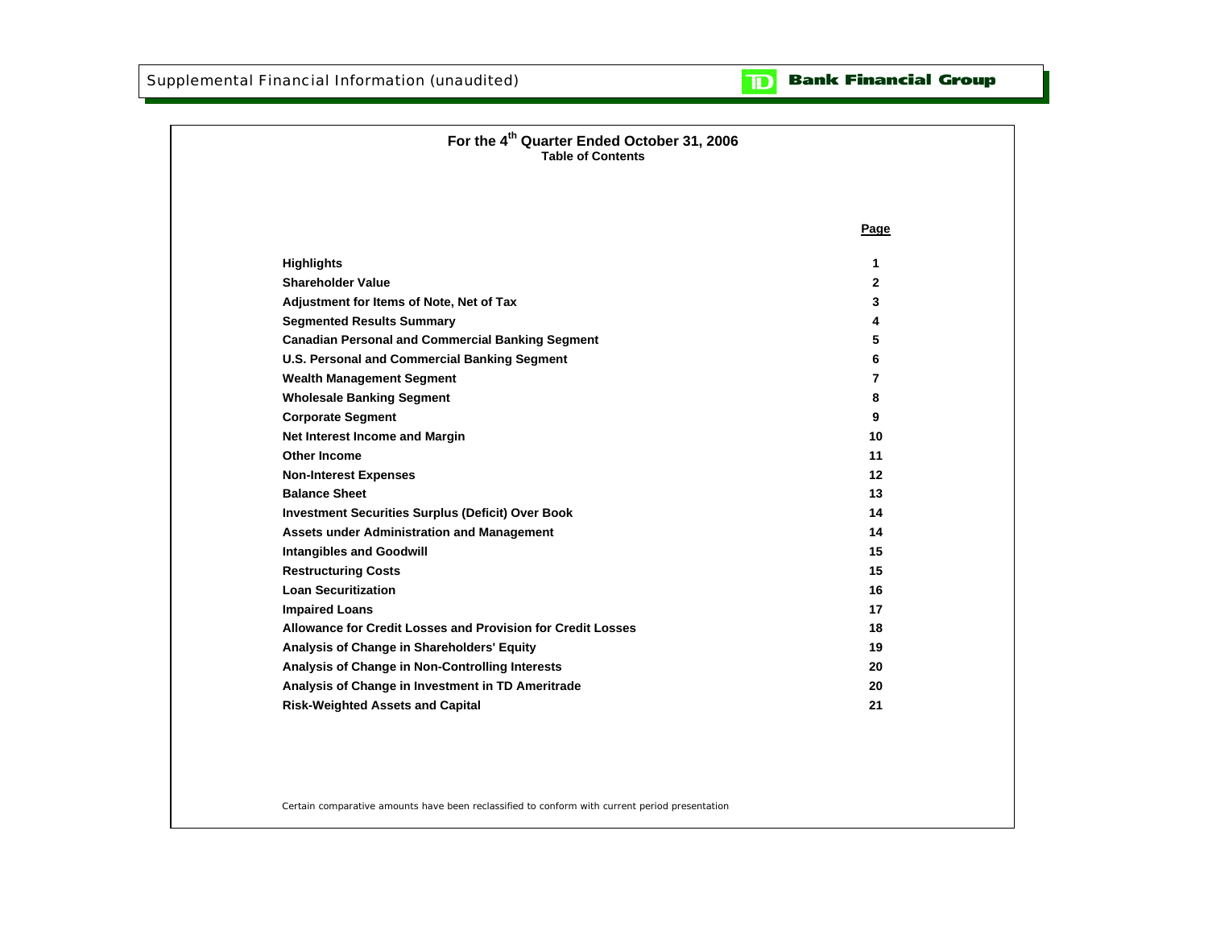Supplemental Financial Information (unaudited)

TD Bank Financial Group

# For the 4th Quarter Ended October 31, 2006

## Table of Contents

| | Page |
|---|---|
| **Highlights** | 1 |
| **Shareholder Value** | 2 |
| **Adjustment for Items of Note, Net of Tax** | 3 |
| **Segmented Results Summary** | 4 |
| **Canadian Personal and Commercial Banking Segment** | 5 |
| **U.S. Personal and Commercial Banking Segment** | 6 |
| **Wealth Management Segment** | 7 |
| **Wholesale Banking Segment** | 8 |
| **Corporate Segment** | 9 |
| **Net Interest Income and Margin** | 10 |
| **Other Income** | 11 |
| **Non-Interest Expenses** | 12 |
| **Balance Sheet** | 13 |
| **Investment Securities Surplus (Deficit) Over Book** | 14 |
| **Assets under Administration and Management** | 14 |
| **Intangibles and Goodwill** | 15 |
| **Restructuring Costs** | 15 |
| **Loan Securitization** | 16 |
| **Impaired Loans** | 17 |
| **Allowance for Credit Losses and Provision for Credit Losses** | 18 |
| **Analysis of Change in Shareholders' Equity** | 19 |
| **Analysis of Change in Non-Controlling Interests** | 20 |
| **Analysis of Change in Investment in TD Ameritrade** | 20 |
| **Risk-Weighted Assets and Capital** | 21 |

*Certain comparative amounts have been reclassified to conform with current period presentation*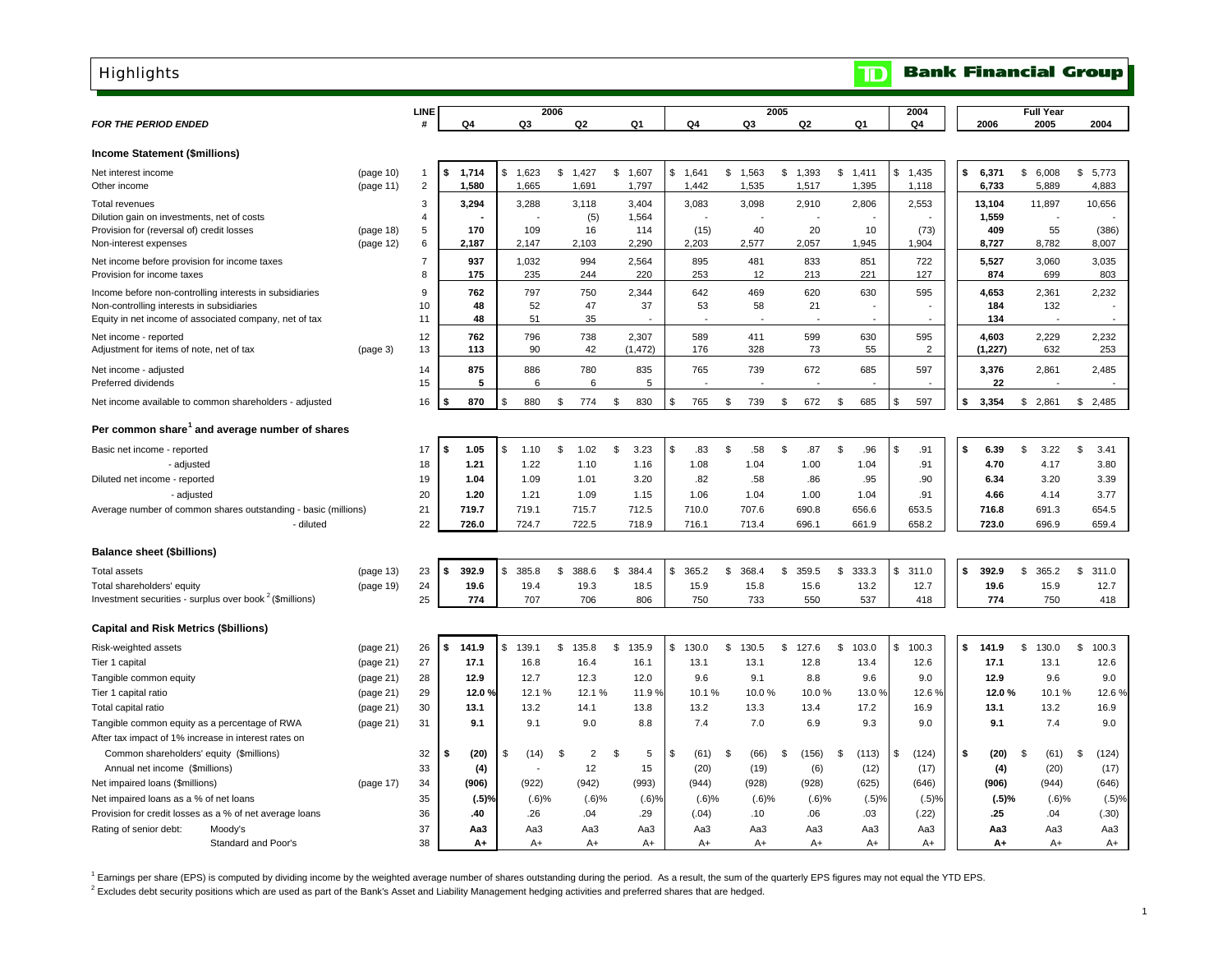# Highlights

**Bank Financial Group**

| FOR THE PERIOD ENDED | | LINE # | 2006 Q4 | 2006 Q3 | 2006 Q2 | 2006 Q1 | 2005 Q4 | 2005 Q3 | 2005 Q2 | 2005 Q1 | 2004 Q4 | Full Year 2006 | Full Year 2005 | Full Year 2004 |
|---|---|---|---|---|---|---|---|---|---|---|---|---|---|---|
| **Income Statement ($millions)** | | | | | | | | | | | | | | |
| Net interest income | (page 10) | 1 | **$ 1,714** | $ 1,623 | $ 1,427 | $ 1,607 | $ 1,641 | $ 1,563 | $ 1,393 | $ 1,411 | $ 1,435 | **$ 6,371** | $ 6,008 | $ 5,773 |
| Other income | (page 11) | 2 | **1,580** | 1,665 | 1,691 | 1,797 | 1,442 | 1,535 | 1,517 | 1,395 | 1,118 | **6,733** | 5,889 | 4,883 |
| Total revenues | | 3 | **3,294** | 3,288 | 3,118 | 3,404 | 3,083 | 3,098 | 2,910 | 2,806 | 2,553 | **13,104** | 11,897 | 10,656 |
| Dilution gain on investments, net of costs | | 4 | **-** | - | (5) | 1,564 | - | - | - | - | - | **1,559** | - | - |
| Provision for (reversal of) credit losses | (page 18) | 5 | **170** | 109 | 16 | 114 | (15) | 40 | 20 | 10 | (73) | **409** | 55 | (386) |
| Non-interest expenses | (page 12) | 6 | **2,187** | 2,147 | 2,103 | 2,290 | 2,203 | 2,577 | 2,057 | 1,945 | 1,904 | **8,727** | 8,782 | 8,007 |
| Net income before provision for income taxes | | 7 | **937** | 1,032 | 994 | 2,564 | 895 | 481 | 833 | 851 | 722 | **5,527** | 3,060 | 3,035 |
| Provision for income taxes | | 8 | **175** | 235 | 244 | 220 | 253 | 12 | 213 | 221 | 127 | **874** | 699 | 803 |
| Income before non-controlling interests in subsidiaries | | 9 | **762** | 797 | 750 | 2,344 | 642 | 469 | 620 | 630 | 595 | **4,653** | 2,361 | 2,232 |
| Non-controlling interests in subsidiaries | | 10 | **48** | 52 | 47 | 37 | 53 | 58 | 21 | - | - | **184** | 132 | - |
| Equity in net income of associated company, net of tax | | 11 | **48** | 51 | 35 | - | - | - | - | - | - | **134** | - | - |
| Net income - reported | | 12 | **762** | 796 | 738 | 2,307 | 589 | 411 | 599 | 630 | 595 | **4,603** | 2,229 | 2,232 |
| Adjustment for items of note, net of tax | (page 3) | 13 | **113** | 90 | 42 | (1,472) | 176 | 328 | 73 | 55 | 2 | **(1,227)** | 632 | 253 |
| Net income - adjusted | | 14 | **875** | 886 | 780 | 835 | 765 | 739 | 672 | 685 | 597 | **3,376** | 2,861 | 2,485 |
| Preferred dividends | | 15 | **5** | 6 | 6 | 5 | - | - | - | - | - | **22** | - | - |
| Net income available to common shareholders - adjusted | | 16 | **$ 870** | $ 880 | $ 774 | $ 830 | $ 765 | $ 739 | $ 672 | $ 685 | $ 597 | **$ 3,354** | $ 2,861 | $ 2,485 |
| **Per common share[1] and average number of shares** | | | | | | | | | | | | | | |
| Basic net income - reported | | 17 | **$ 1.05** | $ 1.10 | $ 1.02 | $ 3.23 | $ .83 | $ .58 | $ .87 | $ .96 | $ .91 | **$ 6.39** | $ 3.22 | $ 3.41 |
| - adjusted | | 18 | **1.21** | 1.22 | 1.10 | 1.16 | 1.08 | 1.04 | 1.00 | 1.04 | .91 | **4.70** | 4.17 | 3.80 |
| Diluted net income - reported | | 19 | **1.04** | 1.09 | 1.01 | 3.20 | .82 | .58 | .86 | .95 | .90 | **6.34** | 3.20 | 3.39 |
| - adjusted | | 20 | **1.20** | 1.21 | 1.09 | 1.15 | 1.06 | 1.04 | 1.00 | 1.04 | .91 | **4.66** | 4.14 | 3.77 |
| Average number of common shares outstanding - basic (millions) | | 21 | **719.7** | 719.1 | 715.7 | 712.5 | 710.0 | 707.6 | 690.8 | 656.6 | 653.5 | **716.8** | 691.3 | 654.5 |
| - diluted | | 22 | **726.0** | 724.7 | 722.5 | 718.9 | 716.1 | 713.4 | 696.1 | 661.9 | 658.2 | **723.0** | 696.9 | 659.4 |
| **Balance sheet ($billions)** | | | | | | | | | | | | | | |
| Total assets | (page 13) | 23 | **$ 392.9** | $ 385.8 | $ 388.6 | $ 384.4 | $ 365.2 | $ 368.4 | $ 359.5 | $ 333.3 | $ 311.0 | **$ 392.9** | $ 365.2 | $ 311.0 |
| Total shareholders' equity | (page 19) | 24 | **19.6** | 19.4 | 19.3 | 18.5 | 15.9 | 15.8 | 15.6 | 13.2 | 12.7 | **19.6** | 15.9 | 12.7 |
| Investment securities - surplus over book[2] ($millions) | | 25 | **774** | 707 | 706 | 806 | 750 | 733 | 550 | 537 | 418 | **774** | 750 | 418 |
| **Capital and Risk Metrics ($billions)** | | | | | | | | | | | | | | |
| Risk-weighted assets | (page 21) | 26 | **$ 141.9** | $ 139.1 | $ 135.8 | $ 135.9 | $ 130.0 | $ 130.5 | $ 127.6 | $ 103.0 | $ 100.3 | **$ 141.9** | $ 130.0 | $ 100.3 |
| Tier 1 capital | (page 21) | 27 | **17.1** | 16.8 | 16.4 | 16.1 | 13.1 | 13.1 | 12.8 | 13.4 | 12.6 | **17.1** | 13.1 | 12.6 |
| Tangible common equity | (page 21) | 28 | **12.9** | 12.7 | 12.3 | 12.0 | 9.6 | 9.1 | 8.8 | 9.6 | 9.0 | **12.9** | 9.6 | 9.0 |
| Tier 1 capital ratio | (page 21) | 29 | **12.0 %** | 12.1 % | 12.1 % | 11.9 % | 10.1 % | 10.0 % | 10.0 % | 13.0 % | 12.6 % | **12.0 %** | 10.1 % | 12.6 % |
| Total capital ratio | (page 21) | 30 | **13.1** | 13.2 | 14.1 | 13.8 | 13.2 | 13.3 | 13.4 | 17.2 | 16.9 | **13.1** | 13.2 | 16.9 |
| Tangible common equity as a percentage of RWA | (page 21) | 31 | **9.1** | 9.1 | 9.0 | 8.8 | 7.4 | 7.0 | 6.9 | 9.3 | 9.0 | **9.1** | 7.4 | 9.0 |
| After tax impact of 1% increase in interest rates on | | | | | | | | | | | | | | |
| Common shareholders' equity ($millions) | | 32 | **$ (20)** | $ (14) | $ 2 | $ 5 | $ (61) | $ (66) | $ (156) | $ (113) | $ (124) | **$ (20)** | $ (61) | $ (124) |
| Annual net income ($millions) | | 33 | **(4)** | - | 12 | 15 | (20) | (19) | (6) | (12) | (17) | **(4)** | (20) | (17) |
| Net impaired loans ($millions) | (page 17) | 34 | **(906)** | (922) | (942) | (993) | (944) | (928) | (928) | (625) | (646) | **(906)** | (944) | (646) |
| Net impaired loans as a % of net loans | | 35 | **(.5)%** | (.6)% | (.6)% | (.6)% | (.6)% | (.6)% | (.6)% | (.5)% | (.5)% | **(.5)%** | (.6)% | (.5)% |
| Provision for credit losses as a % of net average loans | | 36 | **.40** | .26 | .04 | .29 | (.04) | .10 | .06 | .03 | (.22) | **.25** | .04 | (.30) |
| Rating of senior debt: Moody's | | 37 | **Aa3** | Aa3 | Aa3 | Aa3 | Aa3 | Aa3 | Aa3 | Aa3 | Aa3 | **Aa3** | Aa3 | Aa3 |
| Standard and Poor's | | 38 | **A+** | A+ | A+ | A+ | A+ | A+ | A+ | A+ | A+ | **A+** | A+ | A+ |

[1] Earnings per share (EPS) is computed by dividing income by the weighted average number of shares outstanding during the period. As a result, the sum of the quarterly EPS figures may not equal the YTD EPS.

[2] Excludes debt security positions which are used as part of the Bank's Asset and Liability Management hedging activities and preferred shares that are hedged.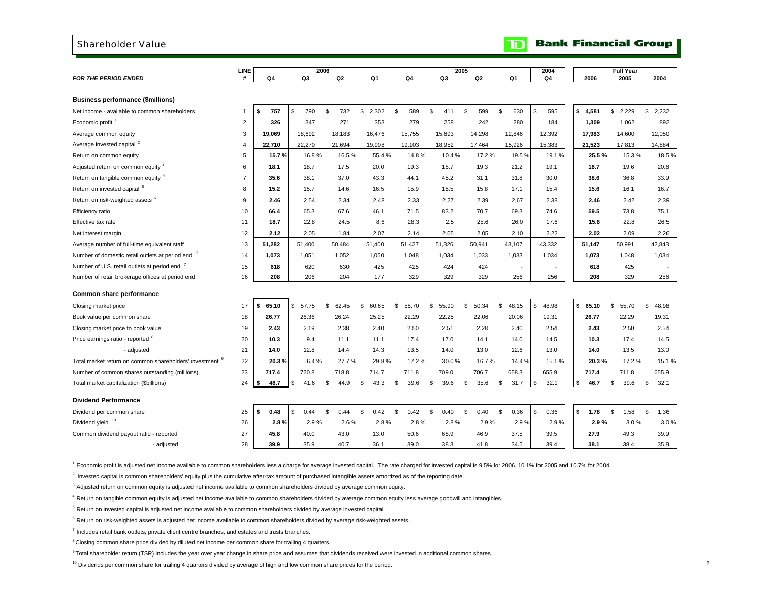# Shareholder Value

**TD Bank Financial Group**

| FOR THE PERIOD ENDED | LINE # | 2006 Q4 | 2006 Q3 | 2006 Q2 | 2006 Q1 | 2005 Q4 | 2005 Q3 | 2005 Q2 | 2005 Q1 | 2004 Q4 | Full Year 2006 | Full Year 2005 | Full Year 2004 |
|---|---|---|---|---|---|---|---|---|---|---|---|---|---|
| **Business performance ($millions)** | | | | | | | | | | | | | |
| Net income - available to common shareholders | 1 | **$ 757** | $ 790 | $ 732 | $ 2,302 | $ 589 | $ 411 | $ 599 | $ 630 | $ 595 | **$ 4,581** | $ 2,229 | $ 2,232 |
| Economic profit [1] | 2 | **326** | 347 | 271 | 353 | 279 | 258 | 242 | 280 | 184 | **1,309** | 1,062 | 892 |
| Average common equity | 3 | **19,069** | 18,692 | 18,183 | 16,476 | 15,755 | 15,693 | 14,298 | 12,846 | 12,392 | **17,983** | 14,600 | 12,050 |
| Average invested capital [2] | 4 | **22,710** | 22,270 | 21,694 | 19,908 | 19,103 | 18,952 | 17,464 | 15,926 | 15,383 | **21,523** | 17,813 | 14,884 |
| Return on common equity | 5 | **15.7 %** | 16.8 % | 16.5 % | 55.4 % | 14.8 % | 10.4 % | 17.2 % | 19.5 % | 19.1 % | **25.5 %** | 15.3 % | 18.5 % |
| Adjusted return on common equity [3] | 6 | **18.1** | 18.7 | 17.5 | 20.0 | 19.3 | 18.7 | 19.3 | 21.2 | 19.1 | **18.7** | 19.6 | 20.6 |
| Return on tangible common equity [4] | 7 | **35.6** | 38.1 | 37.0 | 43.3 | 44.1 | 45.2 | 31.1 | 31.8 | 30.0 | **38.6** | 36.8 | 33.9 |
| Return on invested capital [5] | 8 | **15.2** | 15.7 | 14.6 | 16.5 | 15.9 | 15.5 | 15.8 | 17.1 | 15.4 | **15.6** | 16.1 | 16.7 |
| Return on risk-weighted assets [6] | 9 | **2.46** | 2.54 | 2.34 | 2.48 | 2.33 | 2.27 | 2.39 | 2.67 | 2.38 | **2.46** | 2.42 | 2.39 |
| Efficiency ratio | 10 | **66.4** | 65.3 | 67.6 | 46.1 | 71.5 | 83.2 | 70.7 | 69.3 | 74.6 | **59.5** | 73.8 | 75.1 |
| Effective tax rate | 11 | **18.7** | 22.8 | 24.5 | 8.6 | 28.3 | 2.5 | 25.6 | 26.0 | 17.6 | **15.8** | 22.8 | 26.5 |
| Net interest margin | 12 | **2.12** | 2.05 | 1.84 | 2.07 | 2.14 | 2.05 | 2.05 | 2.10 | 2.22 | **2.02** | 2.09 | 2.26 |
| Average number of full-time equivalent staff | 13 | **51,282** | 51,400 | 50,484 | 51,400 | 51,427 | 51,326 | 50,941 | 43,107 | 43,332 | **51,147** | 50,991 | 42,843 |
| Number of domestic retail outlets at period end [7] | 14 | **1,073** | 1,051 | 1,052 | 1,050 | 1,048 | 1,034 | 1,033 | 1,033 | 1,034 | **1,073** | 1,048 | 1,034 |
| Number of U.S. retail outlets at period end [7] | 15 | **618** | 620 | 630 | 425 | 425 | 424 | 424 | - | - | **618** | 425 | - |
| Number of retail brokerage offices at period end | 16 | **208** | 206 | 204 | 177 | 329 | 329 | 329 | 256 | 256 | **208** | 329 | 256 |
| **Common share performance** | | | | | | | | | | | | | |
| Closing market price | 17 | **$ 65.10** | $ 57.75 | $ 62.45 | $ 60.65 | $ 55.70 | $ 55.90 | $ 50.34 | $ 48.15 | $ 48.98 | **$ 65.10** | $ 55.70 | $ 48.98 |
| Book value per common share | 18 | **26.77** | 26.36 | 26.24 | 25.25 | 22.29 | 22.25 | 22.06 | 20.06 | 19.31 | **26.77** | 22.29 | 19.31 |
| Closing market price to book value | 19 | **2.43** | 2.19 | 2.38 | 2.40 | 2.50 | 2.51 | 2.28 | 2.40 | 2.54 | **2.43** | 2.50 | 2.54 |
| Price earnings ratio - reported [8] | 20 | **10.3** | 9.4 | 11.1 | 11.1 | 17.4 | 17.0 | 14.1 | 14.0 | 14.5 | **10.3** | 17.4 | 14.5 |
| - adjusted | 21 | **14.0** | 12.8 | 14.4 | 14.3 | 13.5 | 14.0 | 13.0 | 12.6 | 13.0 | **14.0** | 13.5 | 13.0 |
| Total market return on common shareholders' investment [9] | 22 | **20.3 %** | 6.4 % | 27.7 % | 29.8 % | 17.2 % | 30.0 % | 16.7 % | 14.4 % | 15.1 % | **20.3 %** | 17.2 % | 15.1 % |
| Number of common shares outstanding (millions) | 23 | **717.4** | 720.8 | 718.8 | 714.7 | 711.8 | 709.0 | 706.7 | 658.3 | 655.9 | **717.4** | 711.8 | 655.9 |
| Total market capitalization ($billions) | 24 | **$ 46.7** | $ 41.6 | $ 44.9 | $ 43.3 | $ 39.6 | $ 39.6 | $ 35.6 | $ 31.7 | $ 32.1 | **$ 46.7** | $ 39.6 | $ 32.1 |
| **Dividend Performance** | | | | | | | | | | | | | |
| Dividend per common share | 25 | **$ 0.48** | $ 0.44 | $ 0.44 | $ 0.42 | $ 0.42 | $ 0.40 | $ 0.40 | $ 0.36 | $ 0.36 | **$ 1.78** | $ 1.58 | $ 1.36 |
| Dividend yield [10] | 26 | **2.8 %** | 2.9 % | 2.6 % | 2.8 % | 2.8 % | 2.8 % | 2.9 % | 2.9 % | 2.9 % | **2.9 %** | 3.0 % | 3.0 % |
| Common dividend payout ratio - reported | 27 | **45.8** | 40.0 | 43.0 | 13.0 | 50.6 | 68.9 | 46.9 | 37.5 | 39.5 | **27.9** | 49.3 | 39.9 |
| - adjusted | 28 | **39.9** | 35.9 | 40.7 | 36.1 | 39.0 | 38.3 | 41.8 | 34.5 | 39.4 | **38.1** | 38.4 | 35.8 |

[1] Economic profit is adjusted net income available to common shareholders less a charge for average invested capital. The rate charged for invested capital is 9.5% for 2006, 10.1% for 2005 and 10.7% for 2004.

[2] Invested capital is common shareholders' equity plus the cumulative after-tax amount of purchased intangible assets amortized as of the reporting date.

[3] Adjusted return on common equity is adjusted net income available to common shareholders divided by average common equity.

[4] Return on tangible common equity is adjusted net income available to common shareholders divided by average common equity less average goodwill and intangibles.

[5] Return on invested capital is adjusted net income available to common shareholders divided by average invested capital.

[6] Return on risk-weighted assets is adjusted net income available to common shareholders divided by average risk-weighted assets.

[7] Includes retail bank outlets, private client centre branches, and estates and trusts branches.

[8] Closing common share price divided by diluted net income per common share for trailing 4 quarters.

[9] Total shareholder return (TSR) includes the year over year change in share price and assumes that dividends received were invested in additional common shares.

[10] Dividends per common share for trailing 4 quarters divided by average of high and low common share prices for the period.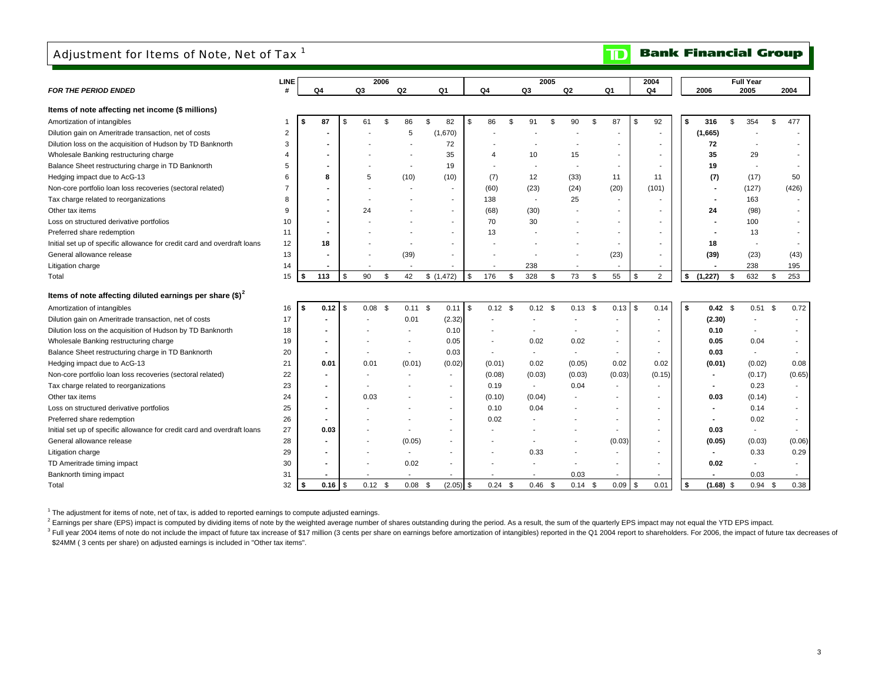# Adjustment for Items of Note, Net of Tax [1]

**TD Bank Financial Group**

| FOR THE PERIOD ENDED | LINE # | 2006 Q4 | 2006 Q3 | 2006 Q2 | 2006 Q1 | 2005 Q4 | 2005 Q3 | 2005 Q2 | 2005 Q1 | 2004 Q4 | Full Year 2006 | Full Year 2005 | Full Year 2004 |
|---|---|---|---|---|---|---|---|---|---|---|---|---|---|
| **Items of note affecting net income ($ millions)** | | | | | | | | | | | | | |
| Amortization of intangibles | 1 | $ 87 | $ 61 | $ 86 | $ 82 | $ 86 | $ 91 | $ 90 | $ 87 | $ 92 | $ 316 | $ 354 | $ 477 |
| Dilution gain on Ameritrade transaction, net of costs | 2 | - | - | 5 | (1,670) | - | - | - | - | - | (1,665) | - | - |
| Dilution loss on the acquisition of Hudson by TD Banknorth | 3 | - | - | - | 72 | - | - | - | - | - | 72 | - | - |
| Wholesale Banking restructuring charge | 4 | - | - | - | 35 | 4 | 10 | 15 | - | - | 35 | 29 | - |
| Balance Sheet restructuring charge in TD Banknorth | 5 | - | - | - | 19 | - | - | - | - | - | 19 | - | - |
| Hedging impact due to AcG-13 | 6 | 8 | 5 | (10) | (10) | (7) | 12 | (33) | 11 | 11 | (7) | (17) | 50 |
| Non-core portfolio loan loss recoveries (sectoral related) | 7 | - | - | - | - | (60) | (23) | (24) | (20) | (101) | - | (127) | (426) |
| Tax charge related to reorganizations | 8 | - | - | - | - | 138 | - | 25 | - | - | - | 163 | - |
| Other tax items | 9 | - | 24 | - | - | (68) | (30) | - | - | - | 24 | (98) | - |
| Loss on structured derivative portfolios | 10 | - | - | - | - | 70 | 30 | - | - | - | - | 100 | - |
| Preferred share redemption | 11 | - | - | - | - | 13 | - | - | - | - | - | 13 | - |
| Initial set up of specific allowance for credit card and overdraft loans | 12 | 18 | - | - | - | - | - | - | - | - | 18 | - | - |
| General allowance release | 13 | - | - | (39) | - | - | - | - | (23) | - | (39) | (23) | (43) |
| Litigation charge | 14 | - | - | - | - | - | 238 | - | - | - | - | 238 | 195 |
| Total | 15 | $ 113 | $ 90 | $ 42 | $ (1,472) | $ 176 | $ 328 | $ 73 | $ 55 | $ 2 | $ (1,227) | $ 632 | $ 253 |
| **Items of note affecting diluted earnings per share ($)[2]** | | | | | | | | | | | | | |
| Amortization of intangibles | 16 | $ 0.12 | $ 0.08 | $ 0.11 | $ 0.11 | $ 0.12 | $ 0.12 | $ 0.13 | $ 0.13 | $ 0.14 | $ 0.42 | $ 0.51 | $ 0.72 |
| Dilution gain on Ameritrade transaction, net of costs | 17 | - | - | 0.01 | (2.32) | - | - | - | - | - | (2.30) | - | - |
| Dilution loss on the acquisition of Hudson by TD Banknorth | 18 | - | - | - | 0.10 | - | - | - | - | - | 0.10 | - | - |
| Wholesale Banking restructuring charge | 19 | - | - | - | 0.05 | - | 0.02 | 0.02 | - | - | 0.05 | 0.04 | - |
| Balance Sheet restructuring charge in TD Banknorth | 20 | - | - | - | 0.03 | - | - | - | - | - | 0.03 | - | - |
| Hedging impact due to AcG-13 | 21 | 0.01 | 0.01 | (0.01) | (0.02) | (0.01) | 0.02 | (0.05) | 0.02 | 0.02 | (0.01) | (0.02) | 0.08 |
| Non-core portfolio loan loss recoveries (sectoral related) | 22 | - | - | - | - | (0.08) | (0.03) | (0.03) | (0.03) | (0.15) | - | (0.17) | (0.65) |
| Tax charge related to reorganizations | 23 | - | - | - | - | 0.19 | - | 0.04 | - | - | - | 0.23 | - |
| Other tax items | 24 | - | 0.03 | - | - | (0.10) | (0.04) | - | - | - | 0.03 | (0.14) | - |
| Loss on structured derivative portfolios | 25 | - | - | - | - | 0.10 | 0.04 | - | - | - | - | 0.14 | - |
| Preferred share redemption | 26 | - | - | - | - | 0.02 | - | - | - | - | - | 0.02 | - |
| Initial set up of specific allowance for credit card and overdraft loans | 27 | 0.03 | - | - | - | - | - | - | - | - | 0.03 | - | - |
| General allowance release | 28 | - | - | (0.05) | - | - | - | - | (0.03) | - | (0.05) | (0.03) | (0.06) |
| Litigation charge | 29 | - | - | - | - | - | 0.33 | - | - | - | - | 0.33 | 0.29 |
| TD Ameritrade timing impact | 30 | - | - | 0.02 | - | - | - | - | - | - | 0.02 | - | - |
| Banknorth timing impact | 31 | - | - | - | - | - | - | 0.03 | - | - | - | 0.03 | - |
| Total | 32 | $ 0.16 | $ 0.12 | $ 0.08 | $ (2.05) | $ 0.24 | $ 0.46 | $ 0.14 | $ 0.09 | $ 0.01 | $ (1.68) | $ 0.94 | $ 0.38 |

[1] The adjustment for items of note, net of tax, is added to reported earnings to compute adjusted earnings.

[2] Earnings per share (EPS) impact is computed by dividing items of note by the weighted average number of shares outstanding during the period. As a result, the sum of the quarterly EPS impact may not equal the YTD EPS impact.

[3] Full year 2004 items of note do not include the impact of future tax increase of $17 million (3 cents per share on earnings before amortization of intangibles) reported in the Q1 2004 report to shareholders. For 2006, the impact of future tax decreases of $24MM ( 3 cents per share) on adjusted earnings is included in "Other tax items".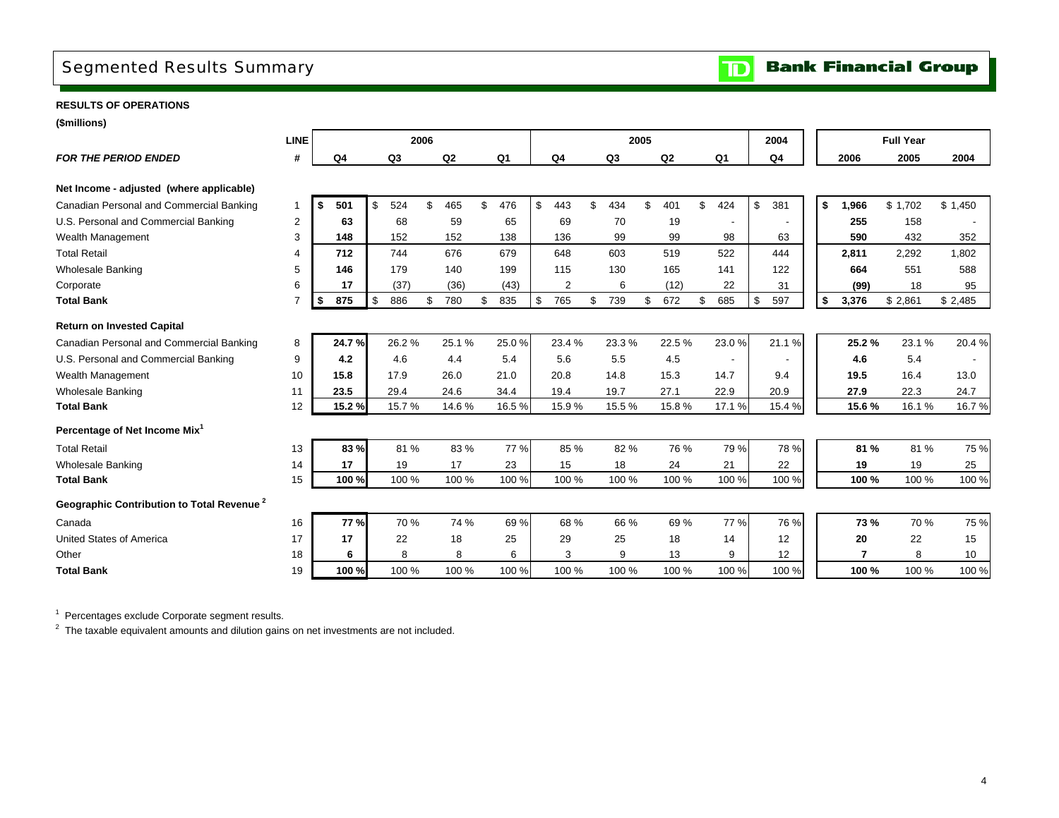# Segmented Results Summary

**TD Bank Financial Group**

**RESULTS OF OPERATIONS**

**($millions)**

| | LINE | 2006 | | | | 2005 | | | | 2004 | Full Year | | |
|---|---|---|---|---|---|---|---|---|---|---|---|---|---|
| ***FOR THE PERIOD ENDED*** | **#** | **Q4** | **Q3** | **Q2** | **Q1** | **Q4** | **Q3** | **Q2** | **Q1** | **Q4** | **2006** | **2005** | **2004** |
| **Net Income - adjusted (where applicable)** | | | | | | | | | | | | | |
| Canadian Personal and Commercial Banking | 1 | **$ 501** | $ 524 | $ 465 | $ 476 | $ 443 | $ 434 | $ 401 | $ 424 | $ 381 | **$ 1,966** | $ 1,702 | $ 1,450 |
| U.S. Personal and Commercial Banking | 2 | **63** | 68 | 59 | 65 | 69 | 70 | 19 | - | - | **255** | 158 | - |
| Wealth Management | 3 | **148** | 152 | 152 | 138 | 136 | 99 | 99 | 98 | 63 | **590** | 432 | 352 |
| Total Retail | 4 | **712** | 744 | 676 | 679 | 648 | 603 | 519 | 522 | 444 | **2,811** | 2,292 | 1,802 |
| Wholesale Banking | 5 | **146** | 179 | 140 | 199 | 115 | 130 | 165 | 141 | 122 | **664** | 551 | 588 |
| Corporate | 6 | **17** | (37) | (36) | (43) | 2 | 6 | (12) | 22 | 31 | **(99)** | 18 | 95 |
| **Total Bank** | 7 | **$ 875** | $ 886 | $ 780 | $ 835 | $ 765 | $ 739 | $ 672 | $ 685 | $ 597 | **$ 3,376** | $ 2,861 | $ 2,485 |
| **Return on Invested Capital** | | | | | | | | | | | | | |
| Canadian Personal and Commercial Banking | 8 | **24.7 %** | 26.2 % | 25.1 % | 25.0 % | 23.4 % | 23.3 % | 22.5 % | 23.0 % | 21.1 % | **25.2 %** | 23.1 % | 20.4 % |
| U.S. Personal and Commercial Banking | 9 | **4.2** | 4.6 | 4.4 | 5.4 | 5.6 | 5.5 | 4.5 | - | - | **4.6** | 5.4 | - |
| Wealth Management | 10 | **15.8** | 17.9 | 26.0 | 21.0 | 20.8 | 14.8 | 15.3 | 14.7 | 9.4 | **19.5** | 16.4 | 13.0 |
| Wholesale Banking | 11 | **23.5** | 29.4 | 24.6 | 34.4 | 19.4 | 19.7 | 27.1 | 22.9 | 20.9 | **27.9** | 22.3 | 24.7 |
| **Total Bank** | 12 | **15.2 %** | 15.7 % | 14.6 % | 16.5 % | 15.9 % | 15.5 % | 15.8 % | 17.1 % | 15.4 % | **15.6 %** | 16.1 % | 16.7 % |
| **Percentage of Net Income Mix[1]** | | | | | | | | | | | | | |
| Total Retail | 13 | **83 %** | 81 % | 83 % | 77 % | 85 % | 82 % | 76 % | 79 % | 78 % | **81 %** | 81 % | 75 % |
| Wholesale Banking | 14 | **17** | 19 | 17 | 23 | 15 | 18 | 24 | 21 | 22 | **19** | 19 | 25 |
| **Total Bank** | 15 | **100 %** | 100 % | 100 % | 100 % | 100 % | 100 % | 100 % | 100 % | 100 % | **100 %** | 100 % | 100 % |
| **Geographic Contribution to Total Revenue[2]** | | | | | | | | | | | | | |
| Canada | 16 | **77 %** | 70 % | 74 % | 69 % | 68 % | 66 % | 69 % | 77 % | 76 % | **73 %** | 70 % | 75 % |
| United States of America | 17 | **17** | 22 | 18 | 25 | 29 | 25 | 18 | 14 | 12 | **20** | 22 | 15 |
| Other | 18 | **6** | 8 | 8 | 6 | 3 | 9 | 13 | 9 | 12 | **7** | 8 | 10 |
| **Total Bank** | 19 | **100 %** | 100 % | 100 % | 100 % | 100 % | 100 % | 100 % | 100 % | 100 % | **100 %** | 100 % | 100 % |

[1] Percentages exclude Corporate segment results.

[2] The taxable equivalent amounts and dilution gains on net investments are not included.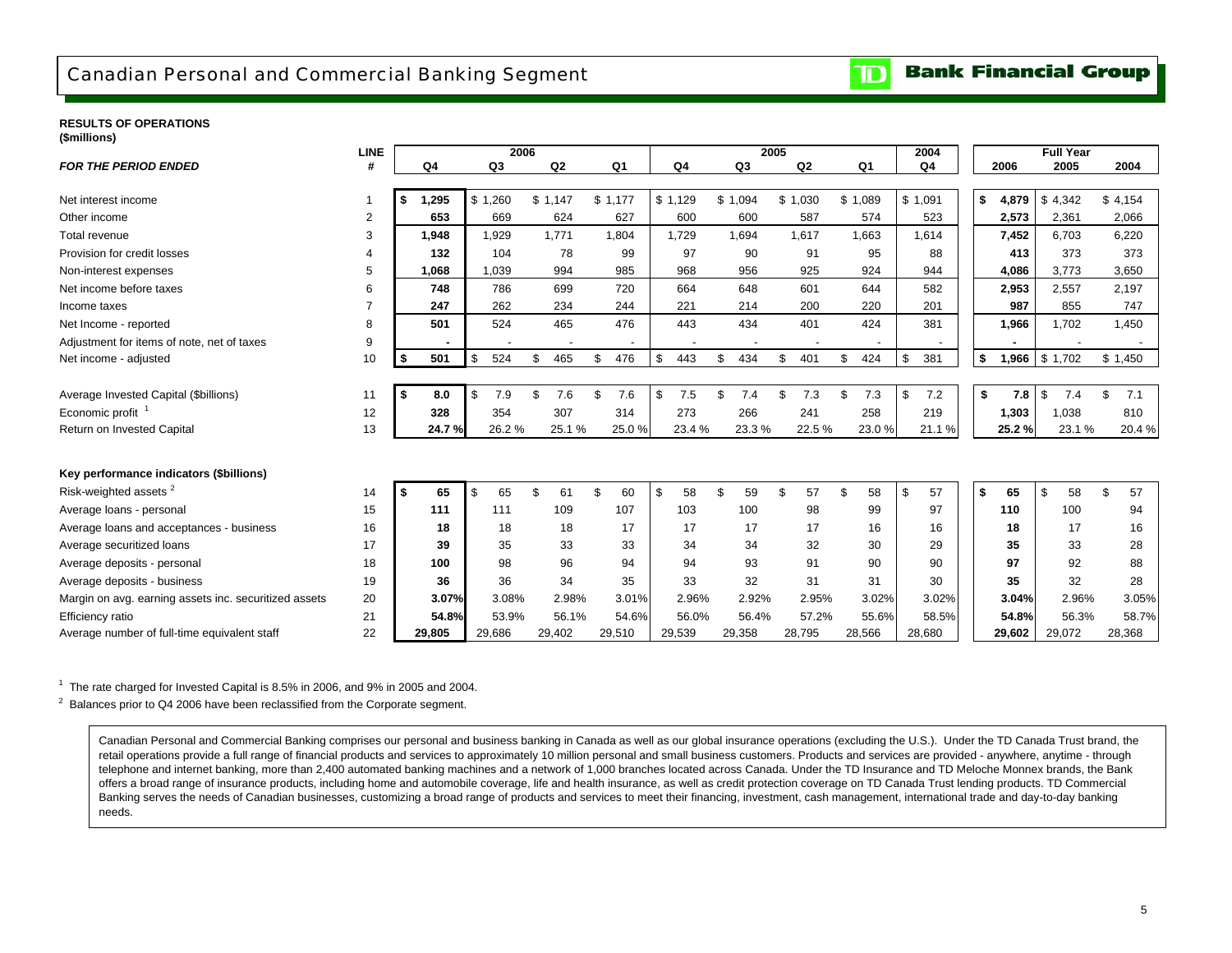# Canadian Personal and Commercial Banking Segment

**RESULTS OF OPERATIONS**
**($millions)**

| *FOR THE PERIOD ENDED* | LINE # | 2006 Q4 | 2006 Q3 | 2006 Q2 | 2006 Q1 | 2005 Q4 | 2005 Q3 | 2005 Q2 | 2005 Q1 | 2004 Q4 | Full Year 2006 | Full Year 2005 | Full Year 2004 |
|---|---|---|---|---|---|---|---|---|---|---|---|---|---|
| Net interest income | 1 | **$ 1,295** | $ 1,260 | $ 1,147 | $ 1,177 | $ 1,129 | $ 1,094 | $ 1,030 | $ 1,089 | $ 1,091 | **$ 4,879** | $ 4,342 | $ 4,154 |
| Other income | 2 | **653** | 669 | 624 | 627 | 600 | 600 | 587 | 574 | 523 | **2,573** | 2,361 | 2,066 |
| Total revenue | 3 | **1,948** | 1,929 | 1,771 | 1,804 | 1,729 | 1,694 | 1,617 | 1,663 | 1,614 | **7,452** | 6,703 | 6,220 |
| Provision for credit losses | 4 | **132** | 104 | 78 | 99 | 97 | 90 | 91 | 95 | 88 | **413** | 373 | 373 |
| Non-interest expenses | 5 | **1,068** | 1,039 | 994 | 985 | 968 | 956 | 925 | 924 | 944 | **4,086** | 3,773 | 3,650 |
| Net income before taxes | 6 | **748** | 786 | 699 | 720 | 664 | 648 | 601 | 644 | 582 | **2,953** | 2,557 | 2,197 |
| Income taxes | 7 | **247** | 262 | 234 | 244 | 221 | 214 | 200 | 220 | 201 | **987** | 855 | 747 |
| Net Income - reported | 8 | **501** | 524 | 465 | 476 | 443 | 434 | 401 | 424 | 381 | **1,966** | 1,702 | 1,450 |
| Adjustment for items of note, net of taxes | 9 | **-** | - | - | - | - | - | - | - | - | **-** | - | - |
| Net income - adjusted | 10 | **$ 501** | $ 524 | $ 465 | $ 476 | $ 443 | $ 434 | $ 401 | $ 424 | $ 381 | **$ 1,966** | $ 1,702 | $ 1,450 |
| Average Invested Capital ($billions) | 11 | **$ 8.0** | $ 7.9 | $ 7.6 | $ 7.6 | $ 7.5 | $ 7.4 | $ 7.3 | $ 7.3 | $ 7.2 | **$ 7.8** | $ 7.4 | $ 7.1 |
| Economic profit [1] | 12 | **328** | 354 | 307 | 314 | 273 | 266 | 241 | 258 | 219 | **1,303** | 1,038 | 810 |
| Return on Invested Capital | 13 | **24.7 %** | 26.2 % | 25.1 % | 25.0 % | 23.4 % | 23.3 % | 22.5 % | 23.0 % | 21.1 % | **25.2 %** | 23.1 % | 20.4 % |

**Key performance indicators ($billions)**

| | LINE # | 2006 Q4 | 2006 Q3 | 2006 Q2 | 2006 Q1 | 2005 Q4 | 2005 Q3 | 2005 Q2 | 2005 Q1 | 2004 Q4 | Full Year 2006 | Full Year 2005 | Full Year 2004 |
|---|---|---|---|---|---|---|---|---|---|---|---|---|---|
| Risk-weighted assets [2] | 14 | **$ 65** | $ 65 | $ 61 | $ 60 | $ 58 | $ 59 | $ 57 | $ 58 | $ 57 | **$ 65** | $ 58 | $ 57 |
| Average loans - personal | 15 | **111** | 111 | 109 | 107 | 103 | 100 | 98 | 99 | 97 | **110** | 100 | 94 |
| Average loans and acceptances - business | 16 | **18** | 18 | 18 | 17 | 17 | 17 | 17 | 16 | 16 | **18** | 17 | 16 |
| Average securitized loans | 17 | **39** | 35 | 33 | 33 | 34 | 34 | 32 | 30 | 29 | **35** | 33 | 28 |
| Average deposits - personal | 18 | **100** | 98 | 96 | 94 | 94 | 93 | 91 | 90 | 90 | **97** | 92 | 88 |
| Average deposits - business | 19 | **36** | 36 | 34 | 35 | 33 | 32 | 31 | 31 | 30 | **35** | 32 | 28 |
| Margin on avg. earning assets inc. securitized assets | 20 | **3.07%** | 3.08% | 2.98% | 3.01% | 2.96% | 2.92% | 2.95% | 3.02% | 3.02% | **3.04%** | 2.96% | 3.05% |
| Efficiency ratio | 21 | **54.8%** | 53.9% | 56.1% | 54.6% | 56.0% | 56.4% | 57.2% | 55.6% | 58.5% | **54.8%** | 56.3% | 58.7% |
| Average number of full-time equivalent staff | 22 | **29,805** | 29,686 | 29,402 | 29,510 | 29,539 | 29,358 | 28,795 | 28,566 | 28,680 | **29,602** | 29,072 | 28,368 |

[1] The rate charged for Invested Capital is 8.5% in 2006, and 9% in 2005 and 2004.

[2] Balances prior to Q4 2006 have been reclassified from the Corporate segment.

Canadian Personal and Commercial Banking comprises our personal and business banking in Canada as well as our global insurance operations (excluding the U.S.). Under the TD Canada Trust brand, the retail operations provide a full range of financial products and services to approximately 10 million personal and small business customers. Products and services are provided - anywhere, anytime - through telephone and internet banking, more than 2,400 automated banking machines and a network of 1,000 branches located across Canada. Under the TD Insurance and TD Meloche Monnex brands, the Bank offers a broad range of insurance products, including home and automobile coverage, life and health insurance, as well as credit protection coverage on TD Canada Trust lending products. TD Commercial Banking serves the needs of Canadian businesses, customizing a broad range of products and services to meet their financing, investment, cash management, international trade and day-to-day banking needs.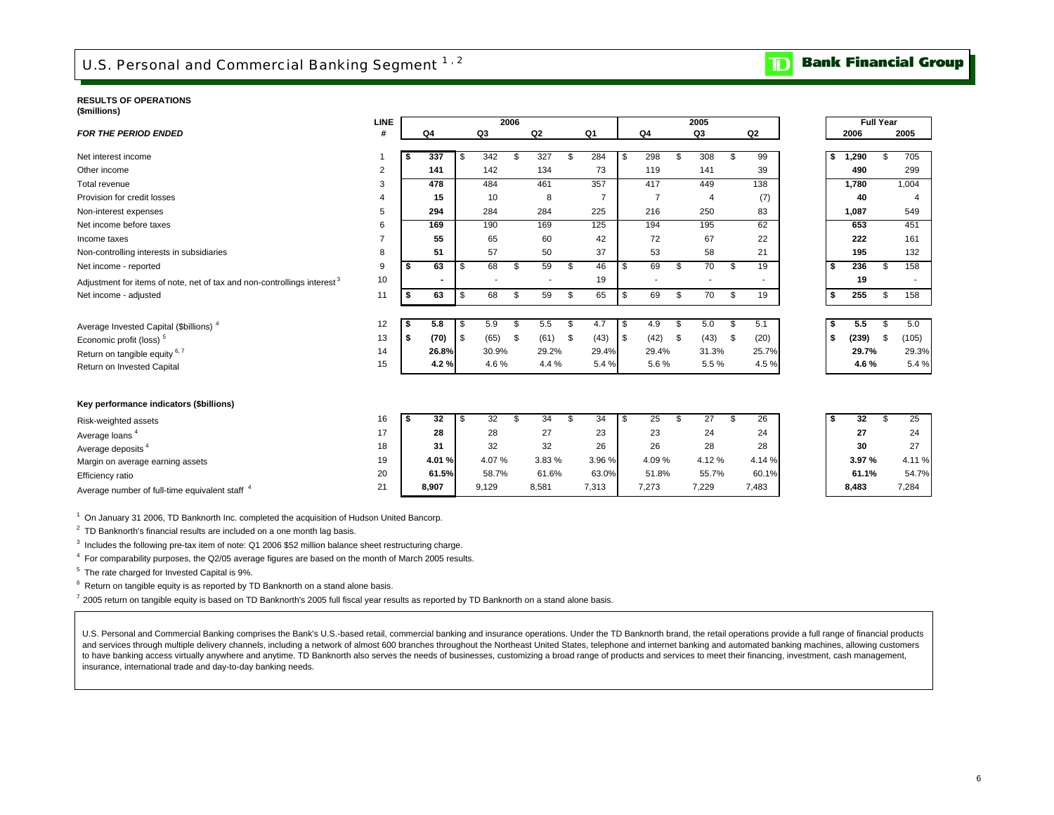# U.S. Personal and Commercial Banking Segment [1,2]

**RESULTS OF OPERATIONS**
**(\$millions)**

| *FOR THE PERIOD ENDED* | LINE # | 2006 Q4 | 2006 Q3 | 2006 Q2 | 2006 Q1 | 2005 Q4 | 2005 Q3 | 2005 Q2 | Full Year 2006 | Full Year 2005 |
|---|---|---|---|---|---|---|---|---|---|---|
| Net interest income | 1 | **\$ 337** | \$ 342 | \$ 327 | \$ 284 | \$ 298 | \$ 308 | \$ 99 | **\$ 1,290** | \$ 705 |
| Other income | 2 | **141** | 142 | 134 | 73 | 119 | 141 | 39 | **490** | 299 |
| Total revenue | 3 | **478** | 484 | 461 | 357 | 417 | 449 | 138 | **1,780** | 1,004 |
| Provision for credit losses | 4 | **15** | 10 | 8 | 7 | 7 | 4 | (7) | **40** | 4 |
| Non-interest expenses | 5 | **294** | 284 | 284 | 225 | 216 | 250 | 83 | **1,087** | 549 |
| Net income before taxes | 6 | **169** | 190 | 169 | 125 | 194 | 195 | 62 | **653** | 451 |
| Income taxes | 7 | **55** | 65 | 60 | 42 | 72 | 67 | 22 | **222** | 161 |
| Non-controlling interests in subsidiaries | 8 | **51** | 57 | 50 | 37 | 53 | 58 | 21 | **195** | 132 |
| Net income - reported | 9 | **\$ 63** | \$ 68 | \$ 59 | \$ 46 | \$ 69 | \$ 70 | \$ 19 | **\$ 236** | \$ 158 |
| Adjustment for items of note, net of tax and non-controllings interest [3] | 10 | **-** | - | - | 19 | - | - | - | **19** | - |
| Net income - adjusted | 11 | **\$ 63** | \$ 68 | \$ 59 | \$ 65 | \$ 69 | \$ 70 | \$ 19 | **\$ 255** | \$ 158 |
| | | | | | | | | | | |
| Average Invested Capital (\$billions) [4] | 12 | **\$ 5.8** | \$ 5.9 | \$ 5.5 | \$ 4.7 | \$ 4.9 | \$ 5.0 | \$ 5.1 | **\$ 5.5** | \$ 5.0 |
| Economic profit (loss) [5] | 13 | **\$ (70)** | \$ (65) | \$ (61) | \$ (43) | \$ (42) | \$ (43) | \$ (20) | **\$ (239)** | \$ (105) |
| Return on tangible equity [6,7] | 14 | **26.8%** | 30.9% | 29.2% | 29.4% | 29.4% | 31.3% | 25.7% | **29.7%** | 29.3% |
| Return on Invested Capital | 15 | **4.2 %** | 4.6 % | 4.4 % | 5.4 % | 5.6 % | 5.5 % | 4.5 % | **4.6 %** | 5.4 % |

**Key performance indicators (\$billions)**

| | LINE # | 2006 Q4 | 2006 Q3 | 2006 Q2 | 2006 Q1 | 2005 Q4 | 2005 Q3 | 2005 Q2 | Full Year 2006 | Full Year 2005 |
|---|---|---|---|---|---|---|---|---|---|---|
| Risk-weighted assets | 16 | **\$ 32** | \$ 32 | \$ 34 | \$ 34 | \$ 25 | \$ 27 | \$ 26 | **\$ 32** | \$ 25 |
| Average loans [4] | 17 | **28** | 28 | 27 | 23 | 23 | 24 | 24 | **27** | 24 |
| Average deposits [4] | 18 | **31** | 32 | 32 | 26 | 26 | 28 | 28 | **30** | 27 |
| Margin on average earning assets | 19 | **4.01 %** | 4.07 % | 3.83 % | 3.96 % | 4.09 % | 4.12 % | 4.14 % | **3.97 %** | 4.11 % |
| Efficiency ratio | 20 | **61.5%** | 58.7% | 61.6% | 63.0% | 51.8% | 55.7% | 60.1% | **61.1%** | 54.7% |
| Average number of full-time equivalent staff [4] | 21 | **8,907** | 9,129 | 8,581 | 7,313 | 7,273 | 7,229 | 7,483 | **8,483** | 7,284 |

[1] On January 31 2006, TD Banknorth Inc. completed the acquisition of Hudson United Bancorp.

[2] TD Banknorth's financial results are included on a one month lag basis.

[3] Includes the following pre-tax item of note: Q1 2006 \$52 million balance sheet restructuring charge.

[4] For comparability purposes, the Q2/05 average figures are based on the month of March 2005 results.

[5] The rate charged for Invested Capital is 9%.

[6] Return on tangible equity is as reported by TD Banknorth on a stand alone basis.

[7] 2005 return on tangible equity is based on TD Banknorth's 2005 full fiscal year results as reported by TD Banknorth on a stand alone basis.

U.S. Personal and Commercial Banking comprises the Bank's U.S.-based retail, commercial banking and insurance operations. Under the TD Banknorth brand, the retail operations provide a full range of financial products and services through multiple delivery channels, including a network of almost 600 branches throughout the Northeast United States, telephone and internet banking and automated banking machines, allowing customers to have banking access virtually anywhere and anytime. TD Banknorth also serves the needs of businesses, customizing a broad range of products and services to meet their financing, investment, cash management, insurance, international trade and day-to-day banking needs.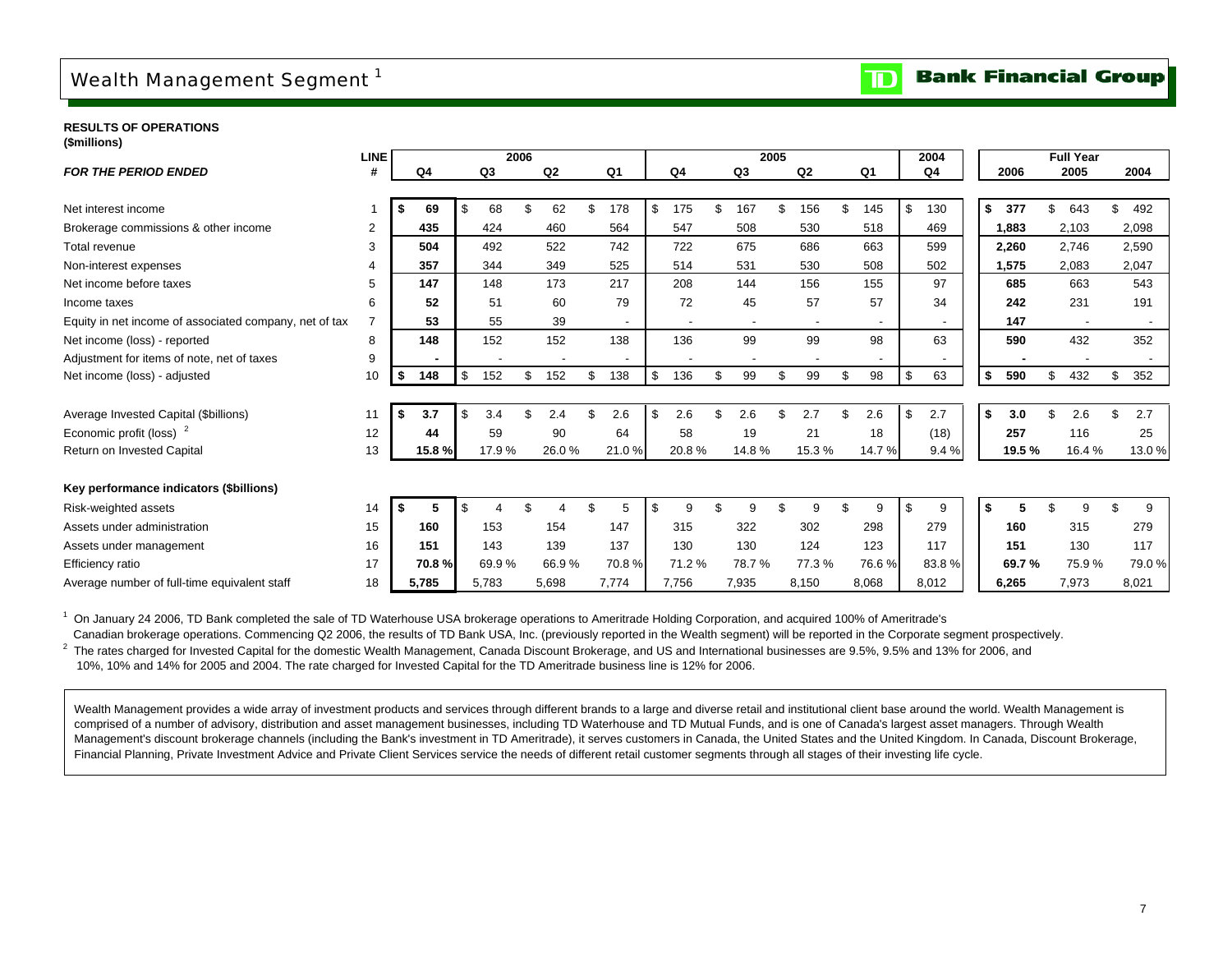# Wealth Management Segment [1]

**RESULTS OF OPERATIONS**
**($millions)**

| *FOR THE PERIOD ENDED* | LINE # | 2006 Q4 | 2006 Q3 | 2006 Q2 | 2006 Q1 | 2005 Q4 | 2005 Q3 | 2005 Q2 | 2005 Q1 | 2004 Q4 | Full Year 2006 | Full Year 2005 | Full Year 2004 |
|---|---|---|---|---|---|---|---|---|---|---|---|---|---|
| Net interest income | 1 | **$ 69** | $ 68 | $ 62 | $ 178 | $ 175 | $ 167 | $ 156 | $ 145 | $ 130 | **$ 377** | $ 643 | $ 492 |
| Brokerage commissions & other income | 2 | **435** | 424 | 460 | 564 | 547 | 508 | 530 | 518 | 469 | **1,883** | 2,103 | 2,098 |
| Total revenue | 3 | **504** | 492 | 522 | 742 | 722 | 675 | 686 | 663 | 599 | **2,260** | 2,746 | 2,590 |
| Non-interest expenses | 4 | **357** | 344 | 349 | 525 | 514 | 531 | 530 | 508 | 502 | **1,575** | 2,083 | 2,047 |
| Net income before taxes | 5 | **147** | 148 | 173 | 217 | 208 | 144 | 156 | 155 | 97 | **685** | 663 | 543 |
| Income taxes | 6 | **52** | 51 | 60 | 79 | 72 | 45 | 57 | 57 | 34 | **242** | 231 | 191 |
| Equity in net income of associated company, net of tax | 7 | **53** | 55 | 39 | - | - | - | - | - | - | **147** | - | - |
| Net income (loss) - reported | 8 | **148** | 152 | 152 | 138 | 136 | 99 | 99 | 98 | 63 | **590** | 432 | 352 |
| Adjustment for items of note, net of taxes | 9 | **-** | - | - | - | - | - | - | - | - | **-** | - | - |
| Net income (loss) - adjusted | 10 | **$ 148** | $ 152 | $ 152 | $ 138 | $ 136 | $ 99 | $ 99 | $ 98 | $ 63 | **$ 590** | $ 432 | $ 352 |
| Average Invested Capital ($billions) | 11 | **$ 3.7** | $ 3.4 | $ 2.4 | $ 2.6 | $ 2.6 | $ 2.6 | $ 2.7 | $ 2.6 | $ 2.7 | **$ 3.0** | $ 2.6 | $ 2.7 |
| Economic profit (loss) [2] | 12 | **44** | 59 | 90 | 64 | 58 | 19 | 21 | 18 | (18) | **257** | 116 | 25 |
| Return on Invested Capital | 13 | **15.8 %** | 17.9 % | 26.0 % | 21.0 % | 20.8 % | 14.8 % | 15.3 % | 14.7 % | 9.4 % | **19.5 %** | 16.4 % | 13.0 % |
| **Key performance indicators ($billions)** | | | | | | | | | | | | | |
| Risk-weighted assets | 14 | **$ 5** | $ 4 | $ 4 | $ 5 | $ 9 | $ 9 | $ 9 | $ 9 | $ 9 | **$ 5** | $ 9 | $ 9 |
| Assets under administration | 15 | **160** | 153 | 154 | 147 | 315 | 322 | 302 | 298 | 279 | **160** | 315 | 279 |
| Assets under management | 16 | **151** | 143 | 139 | 137 | 130 | 130 | 124 | 123 | 117 | **151** | 130 | 117 |
| Efficiency ratio | 17 | **70.8 %** | 69.9 % | 66.9 % | 70.8 % | 71.2 % | 78.7 % | 77.3 % | 76.6 % | 83.8 % | **69.7 %** | 75.9 % | 79.0 % |
| Average number of full-time equivalent staff | 18 | **5,785** | 5,783 | 5,698 | 7,774 | 7,756 | 7,935 | 8,150 | 8,068 | 8,012 | **6,265** | 7,973 | 8,021 |

[1] On January 24 2006, TD Bank completed the sale of TD Waterhouse USA brokerage operations to Ameritrade Holding Corporation, and acquired 100% of Ameritrade's Canadian brokerage operations. Commencing Q2 2006, the results of TD Bank USA, Inc. (previously reported in the Wealth segment) will be reported in the Corporate segment prospectively.

[2] The rates charged for Invested Capital for the domestic Wealth Management, Canada Discount Brokerage, and US and International businesses are 9.5%, 9.5% and 13% for 2006, and 10%, 10% and 14% for 2005 and 2004. The rate charged for Invested Capital for the TD Ameritrade business line is 12% for 2006.

Wealth Management provides a wide array of investment products and services through different brands to a large and diverse retail and institutional client base around the world. Wealth Management is comprised of a number of advisory, distribution and asset management businesses, including TD Waterhouse and TD Mutual Funds, and is one of Canada's largest asset managers. Through Wealth Management's discount brokerage channels (including the Bank's investment in TD Ameritrade), it serves customers in Canada, the United States and the United Kingdom. In Canada, Discount Brokerage, Financial Planning, Private Investment Advice and Private Client Services service the needs of different retail customer segments through all stages of their investing life cycle.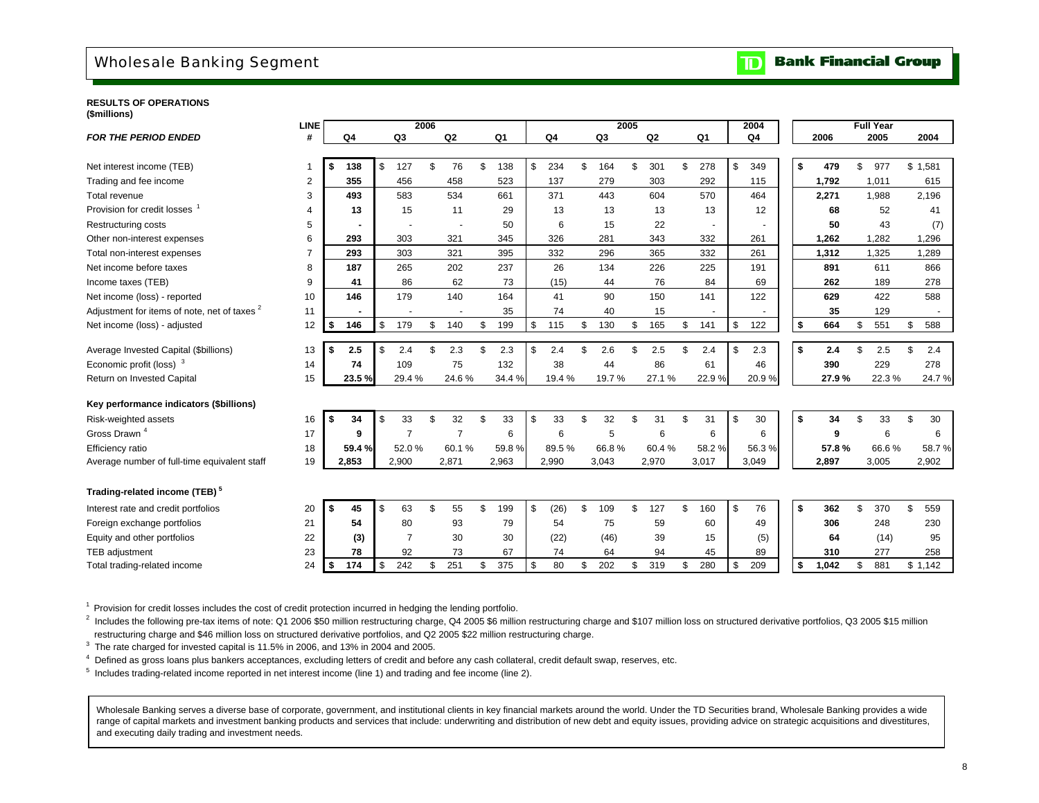# Wholesale Banking Segment

**RESULTS OF OPERATIONS**
**($millions)**

| *FOR THE PERIOD ENDED* | LINE # | 2006 Q4 | 2006 Q3 | 2006 Q2 | 2006 Q1 | 2005 Q4 | 2005 Q3 | 2005 Q2 | 2005 Q1 | 2004 Q4 | Full Year 2006 | Full Year 2005 | Full Year 2004 |
|---|---|---|---|---|---|---|---|---|---|---|---|---|---|
| Net interest income (TEB) | 1 | **$ 138** | $ 127 | $ 76 | $ 138 | $ 234 | $ 164 | $ 301 | $ 278 | $ 349 | **$ 479** | $ 977 | $ 1,581 |
| Trading and fee income | 2 | **355** | 456 | 458 | 523 | 137 | 279 | 303 | 292 | 115 | **1,792** | 1,011 | 615 |
| Total revenue | 3 | **493** | 583 | 534 | 661 | 371 | 443 | 604 | 570 | 464 | **2,271** | 1,988 | 2,196 |
| Provision for credit losses [1] | 4 | **13** | 15 | 11 | 29 | 13 | 13 | 13 | 13 | 12 | **68** | 52 | 41 |
| Restructuring costs | 5 | **-** | - | - | 50 | 6 | 15 | 22 | - | - | **50** | 43 | (7) |
| Other non-interest expenses | 6 | **293** | 303 | 321 | 345 | 326 | 281 | 343 | 332 | 261 | **1,262** | 1,282 | 1,296 |
| Total non-interest expenses | 7 | **293** | 303 | 321 | 395 | 332 | 296 | 365 | 332 | 261 | **1,312** | 1,325 | 1,289 |
| Net income before taxes | 8 | **187** | 265 | 202 | 237 | 26 | 134 | 226 | 225 | 191 | **891** | 611 | 866 |
| Income taxes (TEB) | 9 | **41** | 86 | 62 | 73 | (15) | 44 | 76 | 84 | 69 | **262** | 189 | 278 |
| Net income (loss) - reported | 10 | **146** | 179 | 140 | 164 | 41 | 90 | 150 | 141 | 122 | **629** | 422 | 588 |
| Adjustment for items of note, net of taxes [2] | 11 | **-** | - | - | 35 | 74 | 40 | 15 | - | - | **35** | 129 | - |
| Net income (loss) - adjusted | 12 | **$ 146** | $ 179 | $ 140 | $ 199 | $ 115 | $ 130 | $ 165 | $ 141 | $ 122 | **$ 664** | $ 551 | $ 588 |
| Average Invested Capital ($billions) | 13 | **$ 2.5** | $ 2.4 | $ 2.3 | $ 2.3 | $ 2.4 | $ 2.6 | $ 2.5 | $ 2.4 | $ 2.3 | **$ 2.4** | $ 2.5 | $ 2.4 |
| Economic profit (loss) [3] | 14 | **74** | 109 | 75 | 132 | 38 | 44 | 86 | 61 | 46 | **390** | 229 | 278 |
| Return on Invested Capital | 15 | **23.5 %** | 29.4 % | 24.6 % | 34.4 % | 19.4 % | 19.7 % | 27.1 % | 22.9 % | 20.9 % | **27.9 %** | 22.3 % | 24.7 % |
| **Key performance indicators ($billions)** | | | | | | | | | | | | | |
| Risk-weighted assets | 16 | **$ 34** | $ 33 | $ 32 | $ 33 | $ 33 | $ 32 | $ 31 | $ 31 | $ 30 | **$ 34** | $ 33 | $ 30 |
| Gross Drawn [4] | 17 | **9** | 7 | 7 | 6 | 6 | 5 | 6 | 6 | 6 | **9** | 6 | 6 |
| Efficiency ratio | 18 | **59.4 %** | 52.0 % | 60.1 % | 59.8 % | 89.5 % | 66.8 % | 60.4 % | 58.2 % | 56.3 % | **57.8 %** | 66.6 % | 58.7 % |
| Average number of full-time equivalent staff | 19 | **2,853** | 2,900 | 2,871 | 2,963 | 2,990 | 3,043 | 2,970 | 3,017 | 3,049 | **2,897** | 3,005 | 2,902 |
| **Trading-related income (TEB) [5]** | | | | | | | | | | | | | |
| Interest rate and credit portfolios | 20 | **$ 45** | $ 63 | $ 55 | $ 199 | $ (26) | $ 109 | $ 127 | $ 160 | $ 76 | **$ 362** | $ 370 | $ 559 |
| Foreign exchange portfolios | 21 | **54** | 80 | 93 | 79 | 54 | 75 | 59 | 60 | 49 | **306** | 248 | 230 |
| Equity and other portfolios | 22 | **(3)** | 7 | 30 | 30 | (22) | (46) | 39 | 15 | (5) | **64** | (14) | 95 |
| TEB adjustment | 23 | **78** | 92 | 73 | 67 | 74 | 64 | 94 | 45 | 89 | **310** | 277 | 258 |
| Total trading-related income | 24 | **$ 174** | $ 242 | $ 251 | $ 375 | $ 80 | $ 202 | $ 319 | $ 280 | $ 209 | **$ 1,042** | $ 881 | $ 1,142 |

[1] Provision for credit losses includes the cost of credit protection incurred in hedging the lending portfolio.

[2] Includes the following pre-tax items of note: Q1 2006 $50 million restructuring charge, Q4 2005 $6 million restructuring charge and $107 million loss on structured derivative portfolios, Q3 2005 $15 million restructuring charge and $46 million loss on structured derivative portfolios, and Q2 2005 $22 million restructuring charge.

[3] The rate charged for invested capital is 11.5% in 2006, and 13% in 2004 and 2005.

[4] Defined as gross loans plus bankers acceptances, excluding letters of credit and before any cash collateral, credit default swap, reserves, etc.

[5] Includes trading-related income reported in net interest income (line 1) and trading and fee income (line 2).

Wholesale Banking serves a diverse base of corporate, government, and institutional clients in key financial markets around the world. Under the TD Securities brand, Wholesale Banking provides a wide range of capital markets and investment banking products and services that include: underwriting and distribution of new debt and equity issues, providing advice on strategic acquisitions and divestitures, and executing daily trading and investment needs.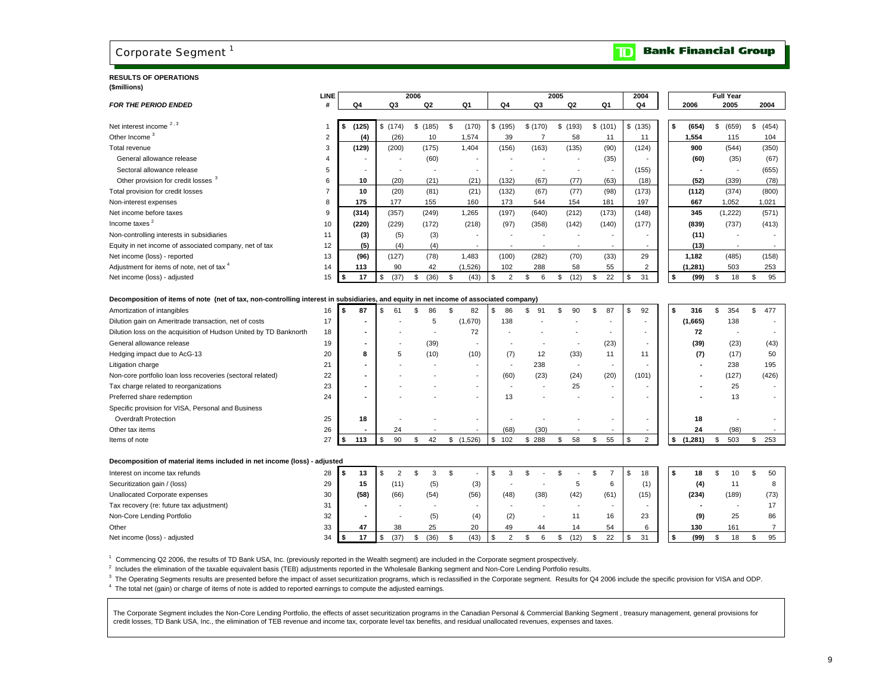# Corporate Segment [1]

**Bank Financial Group**

**RESULTS OF OPERATIONS**
**($millions)**

| *FOR THE PERIOD ENDED* | LINE # | 2006 Q4 | 2006 Q3 | 2006 Q2 | 2006 Q1 | 2005 Q4 | 2005 Q3 | 2005 Q2 | 2005 Q1 | 2004 Q4 | Full Year 2006 | Full Year 2005 | Full Year 2004 |
|---|---|---|---|---|---|---|---|---|---|---|---|---|---|
| Net interest income [2,3] | 1 | **$ (125)** | $ (174) | $ (185) | $ (170) | $ (195) | $ (170) | $ (193) | $ (101) | $ (135) | **$ (654)** | $ (659) | $ (454) |
| Other Income [3] | 2 | **(4)** | (26) | 10 | 1,574 | 39 | 7 | 58 | 11 | 11 | **1,554** | 115 | 104 |
| Total revenue | 3 | **(129)** | (200) | (175) | 1,404 | (156) | (163) | (135) | (90) | (124) | **900** | (544) | (350) |
| General allowance release | 4 | **-** | - | (60) | - | - | - | - | (35) | - | **(60)** | (35) | (67) |
| Sectoral allowance release | 5 | **-** | - | - | - | - | - | - | - | (155) | **-** | - | (655) |
| Other provision for credit losses [3] | 6 | **10** | (20) | (21) | (21) | (132) | (67) | (77) | (63) | (18) | **(52)** | (339) | (78) |
| Total provision for credit losses | 7 | **10** | (20) | (81) | (21) | (132) | (67) | (77) | (98) | (173) | **(112)** | (374) | (800) |
| Non-interest expenses | 8 | **175** | 177 | 155 | 160 | 173 | 544 | 154 | 181 | 197 | **667** | 1,052 | 1,021 |
| Net income before taxes | 9 | **(314)** | (357) | (249) | 1,265 | (197) | (640) | (212) | (173) | (148) | **345** | (1,222) | (571) |
| Income taxes [2] | 10 | **(220)** | (229) | (172) | (218) | (97) | (358) | (142) | (140) | (177) | **(839)** | (737) | (413) |
| Non-controlling interests in subsidiaries | 11 | **(3)** | (5) | (3) | - | - | - | - | - | - | **(11)** | - | - |
| Equity in net income of associated company, net of tax | 12 | **(5)** | (4) | (4) | - | - | - | - | - | - | **(13)** | - | - |
| Net income (loss) - reported | 13 | **(96)** | (127) | (78) | 1,483 | (100) | (282) | (70) | (33) | 29 | **1,182** | (485) | (158) |
| Adjustment for items of note, net of tax [4] | 14 | **113** | 90 | 42 | (1,526) | 102 | 288 | 58 | 55 | 2 | **(1,281)** | 503 | 253 |
| Net income (loss) - adjusted | 15 | **$ 17** | $ (37) | $ (36) | $ (43) | $ 2 | $ 6 | $ (12) | $ 22 | $ 31 | **$ (99)** | $ 18 | $ 95 |

**Decomposition of items of note (net of tax, non-controlling interest in subsidiaries, and equity in net income of associated company)**

| | LINE # | 2006 Q4 | 2006 Q3 | 2006 Q2 | 2006 Q1 | 2005 Q4 | 2005 Q3 | 2005 Q2 | 2005 Q1 | 2004 Q4 | Full Year 2006 | Full Year 2005 | Full Year 2004 |
|---|---|---|---|---|---|---|---|---|---|---|---|---|---|
| Amortization of intangibles | 16 | **$ 87** | $ 61 | $ 86 | $ 82 | $ 86 | $ 91 | $ 90 | $ 87 | $ 92 | **$ 316** | $ 354 | $ 477 |
| Dilution gain on Ameritrade transaction, net of costs | 17 | **-** | - | 5 | (1,670) | 138 | - | - | - | - | **(1,665)** | 138 | - |
| Dilution loss on the acquisition of Hudson United by TD Banknorth | 18 | **-** | - | - | 72 | - | - | - | - | - | **72** | - | - |
| General allowance release | 19 | **-** | - | (39) | - | - | - | - | (23) | - | **(39)** | (23) | (43) |
| Hedging impact due to AcG-13 | 20 | **8** | 5 | (10) | (10) | (7) | 12 | (33) | 11 | 11 | **(7)** | (17) | 50 |
| Litigation charge | 21 | **-** | - | - | - | - | 238 | - | - | - | **-** | 238 | 195 |
| Non-core portfolio loan loss recoveries (sectoral related) | 22 | **-** | - | - | - | (60) | (23) | (24) | (20) | (101) | **-** | (127) | (426) |
| Tax charge related to reorganizations | 23 | **-** | - | - | - | - | - | 25 | - | - | **-** | 25 | - |
| Preferred share redemption | 24 | **-** | - | - | - | 13 | - | - | - | - | **-** | 13 | - |
| Specific provision for VISA, Personal and Business Overdraft Protection | 25 | **18** | - | - | - | - | - | - | - | - | **18** | - | - |
| Other tax items | 26 | **-** | 24 | - | - | (68) | (30) | - | - | - | **24** | (98) | - |
| Items of note | 27 | **$ 113** | $ 90 | $ 42 | $ (1,526) | $ 102 | $ 288 | $ 58 | $ 55 | $ 2 | **$ (1,281)** | $ 503 | $ 253 |

**Decomposition of material items included in net income (loss) - adjusted**

| | LINE # | 2006 Q4 | 2006 Q3 | 2006 Q2 | 2006 Q1 | 2005 Q4 | 2005 Q3 | 2005 Q2 | 2005 Q1 | 2004 Q4 | Full Year 2006 | Full Year 2005 | Full Year 2004 |
|---|---|---|---|---|---|---|---|---|---|---|---|---|---|
| Interest on income tax refunds | 28 | **$ 13** | $ 2 | $ 3 | $ - | $ 3 | $ - | $ - | $ 7 | $ 18 | **$ 18** | $ 10 | $ 50 |
| Securitization gain / (loss) | 29 | **15** | (11) | (5) | (3) | - | - | 5 | 6 | (1) | **(4)** | 11 | 8 |
| Unallocated Corporate expenses | 30 | **(58)** | (66) | (54) | (56) | (48) | (38) | (42) | (61) | (15) | **(234)** | (189) | (73) |
| Tax recovery (re: future tax adjustment) | 31 | **-** | - | - | - | - | - | - | - | - | **-** | - | 17 |
| Non-Core Lending Portfolio | 32 | **-** | - | (5) | (4) | (2) | - | 11 | 16 | 23 | **(9)** | 25 | 86 |
| Other | 33 | **47** | 38 | 25 | 20 | 49 | 44 | 14 | 54 | 6 | **130** | 161 | 7 |
| Net income (loss) - adjusted | 34 | **$ 17** | $ (37) | $ (36) | $ (43) | $ 2 | $ 6 | $ (12) | $ 22 | $ 31 | **$ (99)** | $ 18 | $ 95 |

[1] Commencing Q2 2006, the results of TD Bank USA, Inc. (previously reported in the Wealth segment) are included in the Corporate segment prospectively.

[2] Includes the elimination of the taxable equivalent basis (TEB) adjustments reported in the Wholesale Banking segment and Non-Core Lending Portfolio results.

[3] The Operating Segments results are presented before the impact of asset securitization programs, which is reclassified in the Corporate segment. Results for Q4 2006 include the specific provision for VISA and ODP.

[4] The total net (gain) or charge of items of note is added to reported earnings to compute the adjusted earnings.

The Corporate Segment includes the Non-Core Lending Portfolio, the effects of asset securitization programs in the Canadian Personal & Commercial Banking Segment , treasury management, general provisions for credit losses, TD Bank USA, Inc., the elimination of TEB revenue and income tax, corporate level tax benefits, and residual unallocated revenues, expenses and taxes.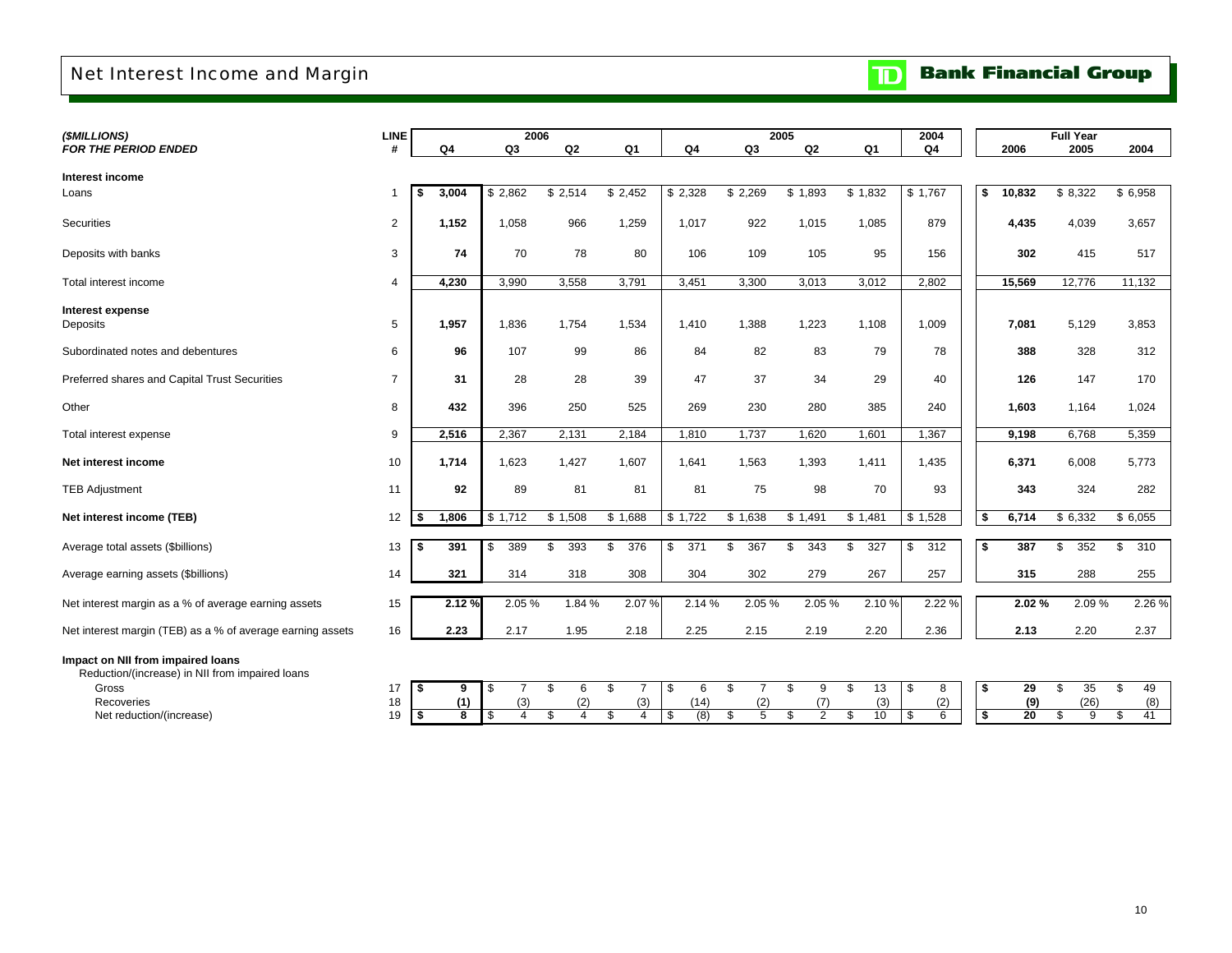# Net Interest Income and Margin

TD Bank Financial Group

| *($MILLIONS)* | LINE | 2006 | | | | 2005 | | | | 2004 | Full Year | | |
|---|---|---|---|---|---|---|---|---|---|---|---|---|---|
| ***FOR THE PERIOD ENDED*** | **#** | **Q4** | **Q3** | **Q2** | **Q1** | **Q4** | **Q3** | **Q2** | **Q1** | **Q4** | **2006** | **2005** | **2004** |
| **Interest income** | | | | | | | | | | | | | |
| Loans | 1 | **$ 3,004** | $ 2,862 | $ 2,514 | $ 2,452 | $ 2,328 | $ 2,269 | $ 1,893 | $ 1,832 | $ 1,767 | **$ 10,832** | $ 8,322 | $ 6,958 |
| Securities | 2 | **1,152** | 1,058 | 966 | 1,259 | 1,017 | 922 | 1,015 | 1,085 | 879 | **4,435** | 4,039 | 3,657 |
| Deposits with banks | 3 | **74** | 70 | 78 | 80 | 106 | 109 | 105 | 95 | 156 | **302** | 415 | 517 |
| Total interest income | 4 | **4,230** | 3,990 | 3,558 | 3,791 | 3,451 | 3,300 | 3,013 | 3,012 | 2,802 | **15,569** | 12,776 | 11,132 |
| **Interest expense** | | | | | | | | | | | | | |
| Deposits | 5 | **1,957** | 1,836 | 1,754 | 1,534 | 1,410 | 1,388 | 1,223 | 1,108 | 1,009 | **7,081** | 5,129 | 3,853 |
| Subordinated notes and debentures | 6 | **96** | 107 | 99 | 86 | 84 | 82 | 83 | 79 | 78 | **388** | 328 | 312 |
| Preferred shares and Capital Trust Securities | 7 | **31** | 28 | 28 | 39 | 47 | 37 | 34 | 29 | 40 | **126** | 147 | 170 |
| Other | 8 | **432** | 396 | 250 | 525 | 269 | 230 | 280 | 385 | 240 | **1,603** | 1,164 | 1,024 |
| Total interest expense | 9 | **2,516** | 2,367 | 2,131 | 2,184 | 1,810 | 1,737 | 1,620 | 1,601 | 1,367 | **9,198** | 6,768 | 5,359 |
| **Net interest income** | 10 | **1,714** | 1,623 | 1,427 | 1,607 | 1,641 | 1,563 | 1,393 | 1,411 | 1,435 | **6,371** | 6,008 | 5,773 |
| TEB Adjustment | 11 | **92** | 89 | 81 | 81 | 81 | 75 | 98 | 70 | 93 | **343** | 324 | 282 |
| **Net interest income (TEB)** | 12 | **$ 1,806** | $ 1,712 | $ 1,508 | $ 1,688 | $ 1,722 | $ 1,638 | $ 1,491 | $ 1,481 | $ 1,528 | **$ 6,714** | $ 6,332 | $ 6,055 |
| Average total assets ($billions) | 13 | **$ 391** | $ 389 | $ 393 | $ 376 | $ 371 | $ 367 | $ 343 | $ 327 | $ 312 | **$ 387** | $ 352 | $ 310 |
| Average earning assets ($billions) | 14 | **321** | 314 | 318 | 308 | 304 | 302 | 279 | 267 | 257 | **315** | 288 | 255 |
| Net interest margin as a % of average earning assets | 15 | **2.12 %** | 2.05 % | 1.84 % | 2.07 % | 2.14 % | 2.05 % | 2.05 % | 2.10 % | 2.22 % | **2.02 %** | 2.09 % | 2.26 % |
| Net interest margin (TEB) as a % of average earning assets | 16 | **2.23** | 2.17 | 1.95 | 2.18 | 2.25 | 2.15 | 2.19 | 2.20 | 2.36 | **2.13** | 2.20 | 2.37 |
| **Impact on NII from impaired loans** | | | | | | | | | | | | | |
| Reduction/(increase) in NII from impaired loans | | | | | | | | | | | | | |
| Gross | 17 | **$ 9** | $ 7 | $ 6 | $ 7 | $ 6 | $ 7 | $ 9 | $ 13 | $ 8 | **$ 29** | $ 35 | $ 49 |
| Recoveries | 18 | **(1)** | (3) | (2) | (3) | (14) | (2) | (7) | (3) | (2) | **(9)** | (26) | (8) |
| Net reduction/(increase) | 19 | **$ 8** | $ 4 | $ 4 | $ 4 | $ (8) | $ 5 | $ 2 | $ 10 | $ 6 | **$ 20** | $ 9 | $ 41 |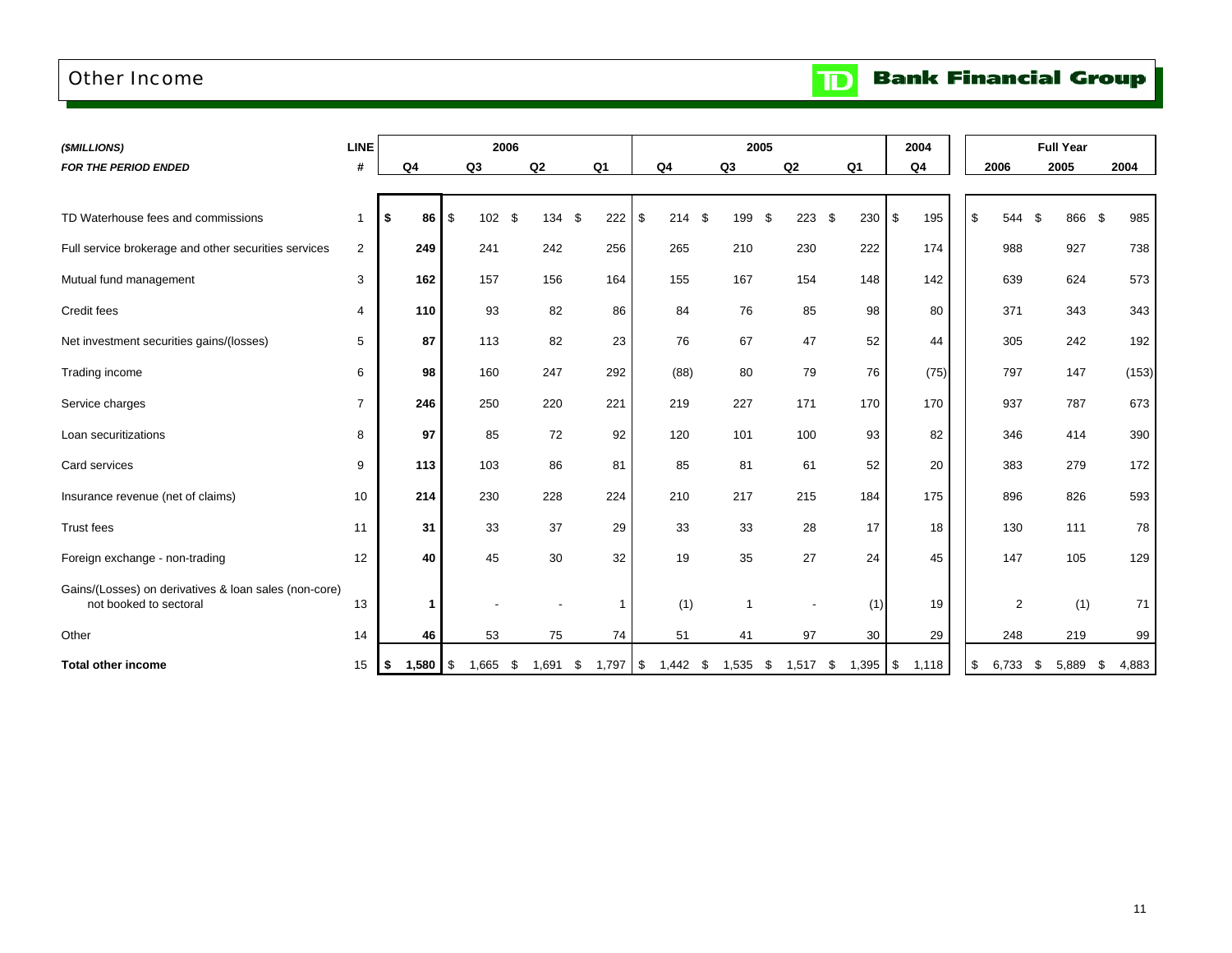# Other Income

**TD Bank Financial Group**

| *($MILLIONS)* | LINE | 2006 | | | | 2005 | | | | 2004 | Full Year | | |
|---|---|---|---|---|---|---|---|---|---|---|---|---|---|
| ***FOR THE PERIOD ENDED*** | **#** | **Q4** | **Q3** | **Q2** | **Q1** | **Q4** | **Q3** | **Q2** | **Q1** | **Q4** | **2006** | **2005** | **2004** |
| TD Waterhouse fees and commissions | 1 | **$ 86** | $ 102 | $ 134 | $ 222 | $ 214 | $ 199 | $ 223 | $ 230 | $ 195 | $ 544 | $ 866 | $ 985 |
| Full service brokerage and other securities services | 2 | **249** | 241 | 242 | 256 | 265 | 210 | 230 | 222 | 174 | 988 | 927 | 738 |
| Mutual fund management | 3 | **162** | 157 | 156 | 164 | 155 | 167 | 154 | 148 | 142 | 639 | 624 | 573 |
| Credit fees | 4 | **110** | 93 | 82 | 86 | 84 | 76 | 85 | 98 | 80 | 371 | 343 | 343 |
| Net investment securities gains/(losses) | 5 | **87** | 113 | 82 | 23 | 76 | 67 | 47 | 52 | 44 | 305 | 242 | 192 |
| Trading income | 6 | **98** | 160 | 247 | 292 | (88) | 80 | 79 | 76 | (75) | 797 | 147 | (153) |
| Service charges | 7 | **246** | 250 | 220 | 221 | 219 | 227 | 171 | 170 | 170 | 937 | 787 | 673 |
| Loan securitizations | 8 | **97** | 85 | 72 | 92 | 120 | 101 | 100 | 93 | 82 | 346 | 414 | 390 |
| Card services | 9 | **113** | 103 | 86 | 81 | 85 | 81 | 61 | 52 | 20 | 383 | 279 | 172 |
| Insurance revenue (net of claims) | 10 | **214** | 230 | 228 | 224 | 210 | 217 | 215 | 184 | 175 | 896 | 826 | 593 |
| Trust fees | 11 | **31** | 33 | 37 | 29 | 33 | 33 | 28 | 17 | 18 | 130 | 111 | 78 |
| Foreign exchange - non-trading | 12 | **40** | 45 | 30 | 32 | 19 | 35 | 27 | 24 | 45 | 147 | 105 | 129 |
| Gains/(Losses) on derivatives & loan sales (non-core) not booked to sectoral | 13 | **1** | - | - | 1 | (1) | 1 | - | (1) | 19 | 2 | (1) | 71 |
| Other | 14 | **46** | 53 | 75 | 74 | 51 | 41 | 97 | 30 | 29 | 248 | 219 | 99 |
| **Total other income** | 15 | **$ 1,580** | $ 1,665 | $ 1,691 | $ 1,797 | $ 1,442 | $ 1,535 | $ 1,517 | $ 1,395 | $ 1,118 | $ 6,733 | $ 5,889 | $ 4,883 |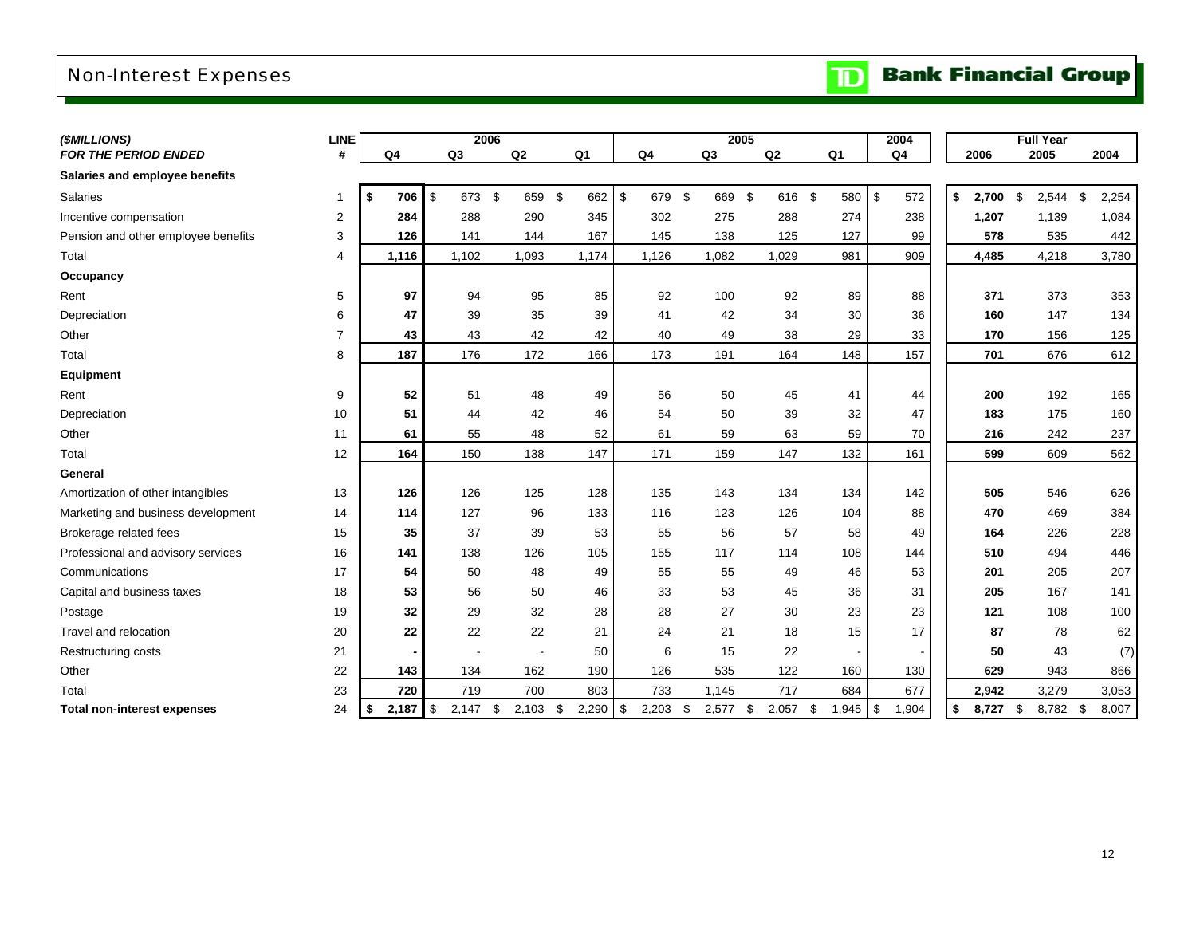# Non-Interest Expenses

TD Bank Financial Group

| ($MILLIONS) FOR THE PERIOD ENDED | LINE # | 2006 Q4 | 2006 Q3 | 2006 Q2 | 2006 Q1 | 2005 Q4 | 2005 Q3 | 2005 Q2 | 2005 Q1 | 2004 Q4 | Full Year 2006 | Full Year 2005 | Full Year 2004 |
|---|---|---|---|---|---|---|---|---|---|---|---|---|---|
| **Salaries and employee benefits** | | | | | | | | | | | | | |
| Salaries | 1 | **$ 706** | $ 673 | $ 659 | $ 662 | $ 679 | $ 669 | $ 616 | $ 580 | $ 572 | **$ 2,700** | $ 2,544 | $ 2,254 |
| Incentive compensation | 2 | **284** | 288 | 290 | 345 | 302 | 275 | 288 | 274 | 238 | **1,207** | 1,139 | 1,084 |
| Pension and other employee benefits | 3 | **126** | 141 | 144 | 167 | 145 | 138 | 125 | 127 | 99 | **578** | 535 | 442 |
| Total | 4 | **1,116** | 1,102 | 1,093 | 1,174 | 1,126 | 1,082 | 1,029 | 981 | 909 | **4,485** | 4,218 | 3,780 |
| **Occupancy** | | | | | | | | | | | | | |
| Rent | 5 | **97** | 94 | 95 | 85 | 92 | 100 | 92 | 89 | 88 | **371** | 373 | 353 |
| Depreciation | 6 | **47** | 39 | 35 | 39 | 41 | 42 | 34 | 30 | 36 | **160** | 147 | 134 |
| Other | 7 | **43** | 43 | 42 | 42 | 40 | 49 | 38 | 29 | 33 | **170** | 156 | 125 |
| Total | 8 | **187** | 176 | 172 | 166 | 173 | 191 | 164 | 148 | 157 | **701** | 676 | 612 |
| **Equipment** | | | | | | | | | | | | | |
| Rent | 9 | **52** | 51 | 48 | 49 | 56 | 50 | 45 | 41 | 44 | **200** | 192 | 165 |
| Depreciation | 10 | **51** | 44 | 42 | 46 | 54 | 50 | 39 | 32 | 47 | **183** | 175 | 160 |
| Other | 11 | **61** | 55 | 48 | 52 | 61 | 59 | 63 | 59 | 70 | **216** | 242 | 237 |
| Total | 12 | **164** | 150 | 138 | 147 | 171 | 159 | 147 | 132 | 161 | **599** | 609 | 562 |
| **General** | | | | | | | | | | | | | |
| Amortization of other intangibles | 13 | **126** | 126 | 125 | 128 | 135 | 143 | 134 | 134 | 142 | **505** | 546 | 626 |
| Marketing and business development | 14 | **114** | 127 | 96 | 133 | 116 | 123 | 126 | 104 | 88 | **470** | 469 | 384 |
| Brokerage related fees | 15 | **35** | 37 | 39 | 53 | 55 | 56 | 57 | 58 | 49 | **164** | 226 | 228 |
| Professional and advisory services | 16 | **141** | 138 | 126 | 105 | 155 | 117 | 114 | 108 | 144 | **510** | 494 | 446 |
| Communications | 17 | **54** | 50 | 48 | 49 | 55 | 55 | 49 | 46 | 53 | **201** | 205 | 207 |
| Capital and business taxes | 18 | **53** | 56 | 50 | 46 | 33 | 53 | 45 | 36 | 31 | **205** | 167 | 141 |
| Postage | 19 | **32** | 29 | 32 | 28 | 28 | 27 | 30 | 23 | 23 | **121** | 108 | 100 |
| Travel and relocation | 20 | **22** | 22 | 22 | 21 | 24 | 21 | 18 | 15 | 17 | **87** | 78 | 62 |
| Restructuring costs | 21 | **-** | - | - | 50 | 6 | 15 | 22 | - | - | **50** | 43 | (7) |
| Other | 22 | **143** | 134 | 162 | 190 | 126 | 535 | 122 | 160 | 130 | **629** | 943 | 866 |
| Total | 23 | **720** | 719 | 700 | 803 | 733 | 1,145 | 717 | 684 | 677 | **2,942** | 3,279 | 3,053 |
| **Total non-interest expenses** | 24 | **$ 2,187** | $ 2,147 | $ 2,103 | $ 2,290 | $ 2,203 | $ 2,577 | $ 2,057 | $ 1,945 | $ 1,904 | **$ 8,727** | $ 8,782 | $ 8,007 |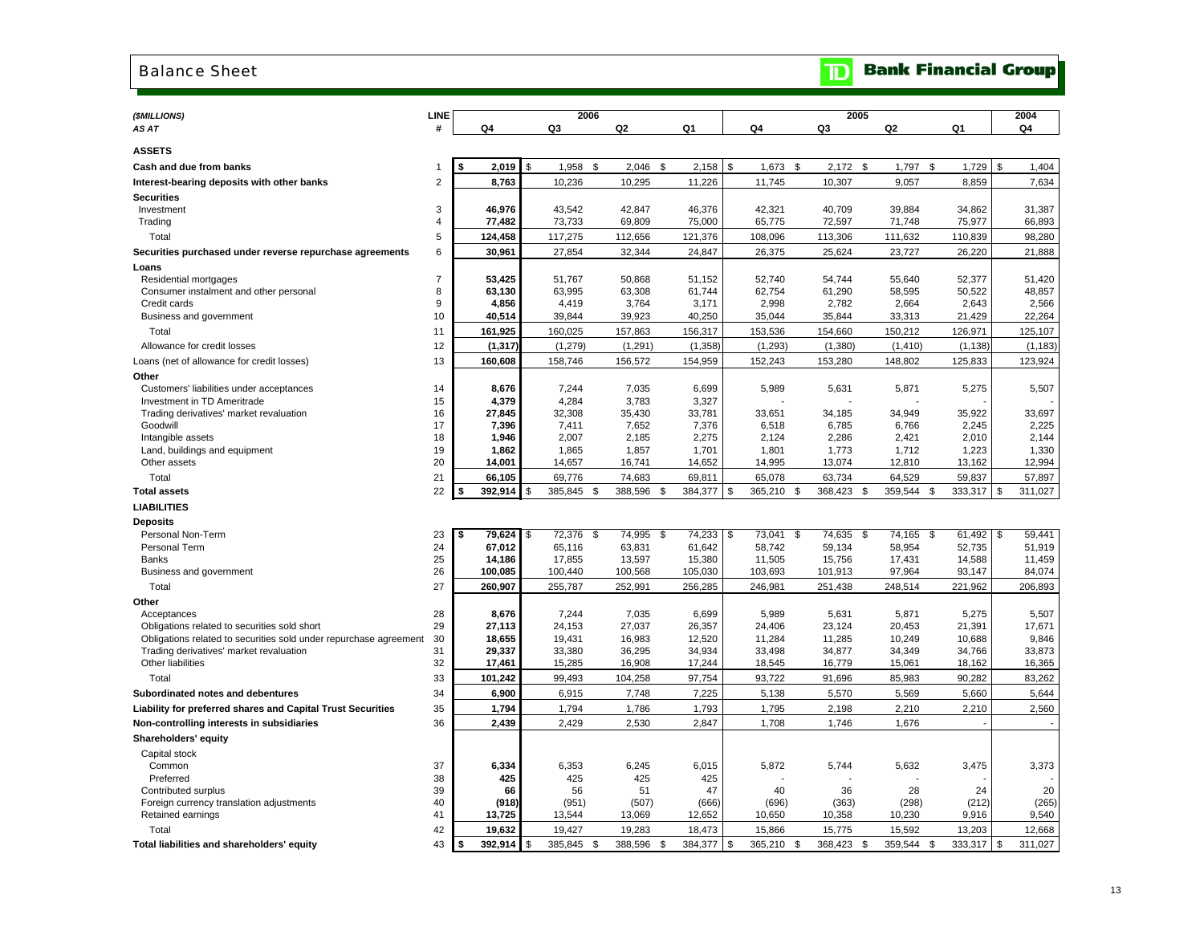# Balance Sheet

**TD Bank Financial Group**

| *($MILLIONS)* | LINE | 2006 | | | | 2005 | | | | 2004 |
|---|---|---|---|---|---|---|---|---|---|---|
| *AS AT* | # | Q4 | Q3 | Q2 | Q1 | Q4 | Q3 | Q2 | Q1 | Q4 |
| **ASSETS** | | | | | | | | | | |
| **Cash and due from banks** | 1 | **$ 2,019** | $ 1,958 | $ 2,046 | $ 2,158 | $ 1,673 | $ 2,172 | $ 1,797 | $ 1,729 | $ 1,404 |
| **Interest-bearing deposits with other banks** | 2 | **8,763** | 10,236 | 10,295 | 11,226 | 11,745 | 10,307 | 9,057 | 8,859 | 7,634 |
| **Securities** | | | | | | | | | | |
| Investment | 3 | **46,976** | 43,542 | 42,847 | 46,376 | 42,321 | 40,709 | 39,884 | 34,862 | 31,387 |
| Trading | 4 | **77,482** | 73,733 | 69,809 | 75,000 | 65,775 | 72,597 | 71,748 | 75,977 | 66,893 |
| Total | 5 | **124,458** | 117,275 | 112,656 | 121,376 | 108,096 | 113,306 | 111,632 | 110,839 | 98,280 |
| **Securities purchased under reverse repurchase agreements** | 6 | **30,961** | 27,854 | 32,344 | 24,847 | 26,375 | 25,624 | 23,727 | 26,220 | 21,888 |
| **Loans** | | | | | | | | | | |
| Residential mortgages | 7 | **53,425** | 51,767 | 50,868 | 51,152 | 52,740 | 54,744 | 55,640 | 52,377 | 51,420 |
| Consumer instalment and other personal | 8 | **63,130** | 63,995 | 63,308 | 61,744 | 62,754 | 61,290 | 58,595 | 50,522 | 48,857 |
| Credit cards | 9 | **4,856** | 4,419 | 3,764 | 3,171 | 2,998 | 2,782 | 2,664 | 2,643 | 2,566 |
| Business and government | 10 | **40,514** | 39,844 | 39,923 | 40,250 | 35,044 | 35,844 | 33,313 | 21,429 | 22,264 |
| Total | 11 | **161,925** | 160,025 | 157,863 | 156,317 | 153,536 | 154,660 | 150,212 | 126,971 | 125,107 |
| Allowance for credit losses | 12 | **(1,317)** | (1,279) | (1,291) | (1,358) | (1,293) | (1,380) | (1,410) | (1,138) | (1,183) |
| Loans (net of allowance for credit losses) | 13 | **160,608** | 158,746 | 156,572 | 154,959 | 152,243 | 153,280 | 148,802 | 125,833 | 123,924 |
| **Other** | | | | | | | | | | |
| Customers' liabilities under acceptances | 14 | **8,676** | 7,244 | 7,035 | 6,699 | 5,989 | 5,631 | 5,871 | 5,275 | 5,507 |
| Investment in TD Ameritrade | 15 | **4,379** | 4,284 | 3,783 | 3,327 | - | - | - | - | - |
| Trading derivatives' market revaluation | 16 | **27,845** | 32,308 | 35,430 | 33,781 | 33,651 | 34,185 | 34,949 | 35,922 | 33,697 |
| Goodwill | 17 | **7,396** | 7,411 | 7,652 | 7,376 | 6,518 | 6,785 | 6,766 | 2,245 | 2,225 |
| Intangible assets | 18 | **1,946** | 2,007 | 2,185 | 2,275 | 2,124 | 2,286 | 2,421 | 2,010 | 2,144 |
| Land, buildings and equipment | 19 | **1,862** | 1,865 | 1,857 | 1,701 | 1,801 | 1,773 | 1,712 | 1,223 | 1,330 |
| Other assets | 20 | **14,001** | 14,657 | 16,741 | 14,652 | 14,995 | 13,074 | 12,810 | 13,162 | 12,994 |
| Total | 21 | **66,105** | 69,776 | 74,683 | 69,811 | 65,078 | 63,734 | 64,529 | 59,837 | 57,897 |
| **Total assets** | 22 | **$ 392,914** | $ 385,845 | $ 388,596 | $ 384,377 | $ 365,210 | $ 368,423 | $ 359,544 | $ 333,317 | $ 311,027 |
| **LIABILITIES** | | | | | | | | | | |
| **Deposits** | | | | | | | | | | |
| Personal Non-Term | 23 | **$ 79,624** | $ 72,376 | $ 74,995 | $ 74,233 | $ 73,041 | $ 74,635 | $ 74,165 | $ 61,492 | $ 59,441 |
| Personal Term | 24 | **67,012** | 65,116 | 63,831 | 61,642 | 58,742 | 59,134 | 58,954 | 52,735 | 51,919 |
| Banks | 25 | **14,186** | 17,855 | 13,597 | 15,380 | 11,505 | 15,756 | 17,431 | 14,588 | 11,459 |
| Business and government | 26 | **100,085** | 100,440 | 100,568 | 105,030 | 103,693 | 101,913 | 97,964 | 93,147 | 84,074 |
| Total | 27 | **260,907** | 255,787 | 252,991 | 256,285 | 246,981 | 251,438 | 248,514 | 221,962 | 206,893 |
| **Other** | | | | | | | | | | |
| Acceptances | 28 | **8,676** | 7,244 | 7,035 | 6,699 | 5,989 | 5,631 | 5,871 | 5,275 | 5,507 |
| Obligations related to securities sold short | 29 | **27,113** | 24,153 | 27,037 | 26,357 | 24,406 | 23,124 | 20,453 | 21,391 | 17,671 |
| Obligations related to securities sold under repurchase agreement | 30 | **18,655** | 19,431 | 16,983 | 12,520 | 11,284 | 11,285 | 10,249 | 10,688 | 9,846 |
| Trading derivatives' market revaluation | 31 | **29,337** | 33,380 | 36,295 | 34,934 | 33,498 | 34,877 | 34,349 | 34,766 | 33,873 |
| Other liabilities | 32 | **17,461** | 15,285 | 16,908 | 17,244 | 18,545 | 16,779 | 15,061 | 18,162 | 16,365 |
| Total | 33 | **101,242** | 99,493 | 104,258 | 97,754 | 93,722 | 91,696 | 85,983 | 90,282 | 83,262 |
| **Subordinated notes and debentures** | 34 | **6,900** | 6,915 | 7,748 | 7,225 | 5,138 | 5,570 | 5,569 | 5,660 | 5,644 |
| **Liability for preferred shares and Capital Trust Securities** | 35 | **1,794** | 1,794 | 1,786 | 1,793 | 1,795 | 2,198 | 2,210 | 2,210 | 2,560 |
| **Non-controlling interests in subsidiaries** | 36 | **2,439** | 2,429 | 2,530 | 2,847 | 1,708 | 1,746 | 1,676 | - | - |
| **Shareholders' equity** | | | | | | | | | | |
| Capital stock | | | | | | | | | | |
| Common | 37 | **6,334** | 6,353 | 6,245 | 6,015 | 5,872 | 5,744 | 5,632 | 3,475 | 3,373 |
| Preferred | 38 | **425** | 425 | 425 | 425 | - | - | - | - | - |
| Contributed surplus | 39 | **66** | 56 | 51 | 47 | 40 | 36 | 28 | 24 | 20 |
| Foreign currency translation adjustments | 40 | **(918)** | (951) | (507) | (666) | (696) | (363) | (298) | (212) | (265) |
| Retained earnings | 41 | **13,725** | 13,544 | 13,069 | 12,652 | 10,650 | 10,358 | 10,230 | 9,916 | 9,540 |
| Total | 42 | **19,632** | 19,427 | 19,283 | 18,473 | 15,866 | 15,775 | 15,592 | 13,203 | 12,668 |
| **Total liabilities and shareholders' equity** | 43 | **$ 392,914** | $ 385,845 | $ 388,596 | $ 384,377 | $ 365,210 | $ 368,423 | $ 359,544 | $ 333,317 | $ 311,027 |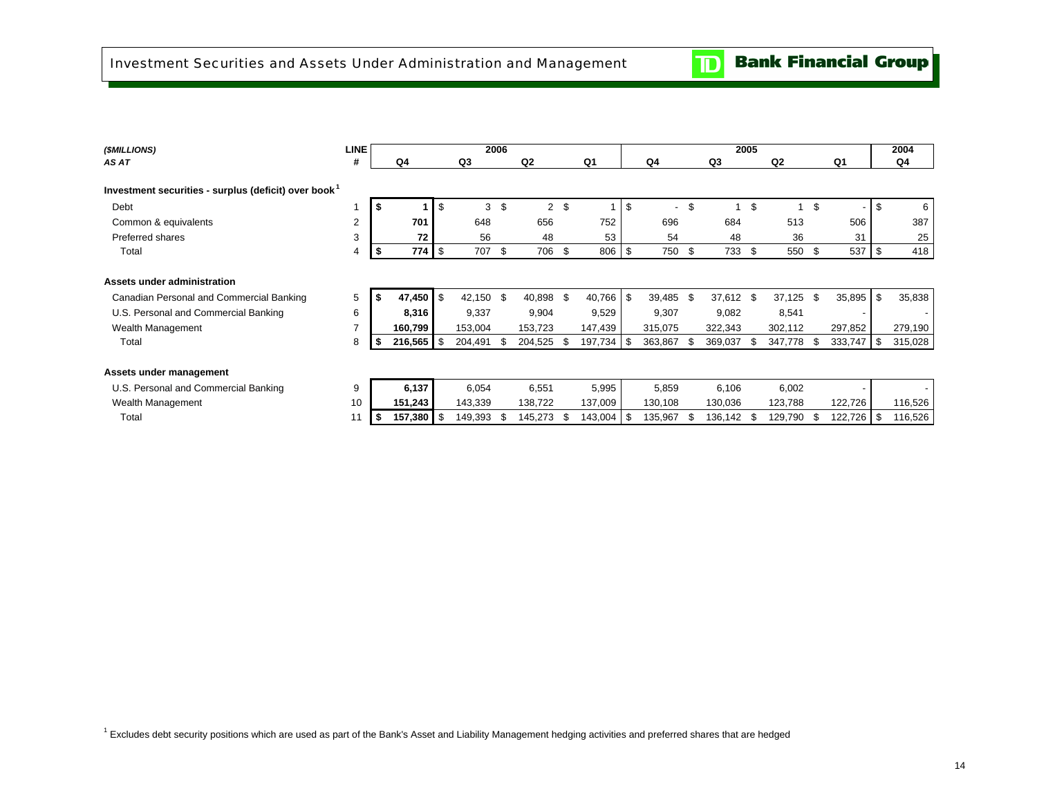## Investment Securities and Assets Under Administration and Management

**TD Bank Financial Group**

| *($MILLIONS)* | **LINE** | 2006 | | | | 2005 | | | | 2004 |
|---|---|---|---|---|---|---|---|---|---|---|
| *AS AT* | **#** | **Q4** | **Q3** | **Q2** | **Q1** | **Q4** | **Q3** | **Q2** | **Q1** | **Q4** |
| **Investment securities - surplus (deficit) over book**[1] | | | | | | | | | | |
| Debt | 1 | **$ 1** | $ 3 | $ 2 | $ 1 | $ - | $ 1 | $ 1 | $ - | $ 6 |
| Common & equivalents | 2 | **701** | 648 | 656 | 752 | 696 | 684 | 513 | 506 | 387 |
| Preferred shares | 3 | **72** | 56 | 48 | 53 | 54 | 48 | 36 | 31 | 25 |
| Total | 4 | **$ 774** | $ 707 | $ 706 | $ 806 | $ 750 | $ 733 | $ 550 | $ 537 | $ 418 |
| **Assets under administration** | | | | | | | | | | |
| Canadian Personal and Commercial Banking | 5 | **$ 47,450** | $ 42,150 | $ 40,898 | $ 40,766 | $ 39,485 | $ 37,612 | $ 37,125 | $ 35,895 | $ 35,838 |
| U.S. Personal and Commercial Banking | 6 | **8,316** | 9,337 | 9,904 | 9,529 | 9,307 | 9,082 | 8,541 | - | - |
| Wealth Management | 7 | **160,799** | 153,004 | 153,723 | 147,439 | 315,075 | 322,343 | 302,112 | 297,852 | 279,190 |
| Total | 8 | **$ 216,565** | $ 204,491 | $ 204,525 | $ 197,734 | $ 363,867 | $ 369,037 | $ 347,778 | $ 333,747 | $ 315,028 |
| **Assets under management** | | | | | | | | | | |
| U.S. Personal and Commercial Banking | 9 | **6,137** | 6,054 | 6,551 | 5,995 | 5,859 | 6,106 | 6,002 | - | - |
| Wealth Management | 10 | **151,243** | 143,339 | 138,722 | 137,009 | 130,108 | 130,036 | 123,788 | 122,726 | 116,526 |
| Total | 11 | **$ 157,380** | $ 149,393 | $ 145,273 | $ 143,004 | $ 135,967 | $ 136,142 | $ 129,790 | $ 122,726 | $ 116,526 |

[1] Excludes debt security positions which are used as part of the Bank's Asset and Liability Management hedging activities and preferred shares that are hedged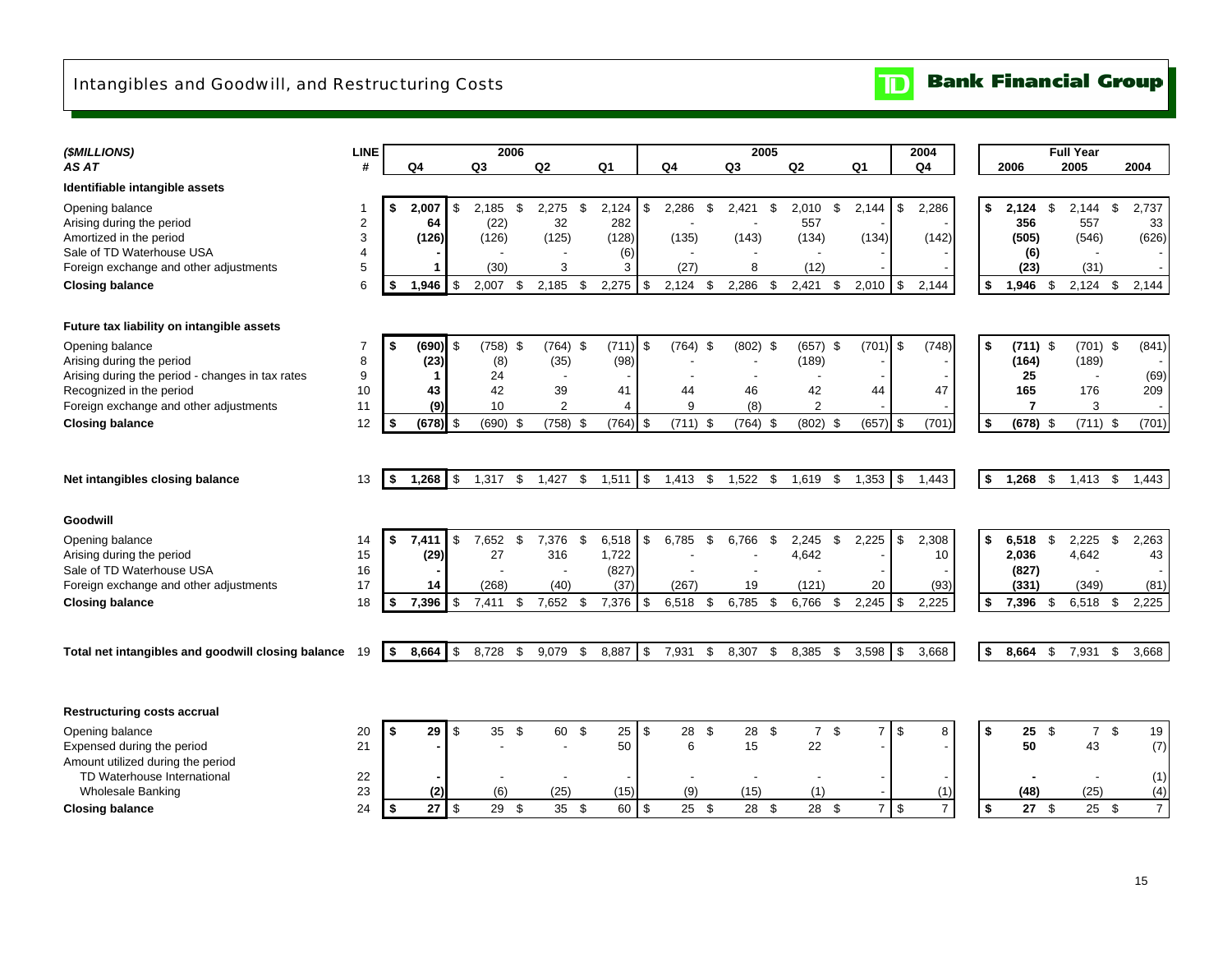# Intangibles and Goodwill, and Restructuring Costs

**Bank Financial Group**

| *($MILLIONS)* | LINE | 2006 | | | | 2005 | | | | 2004 | Full Year | | |
|---|---|---|---|---|---|---|---|---|---|---|---|---|---|
| *AS AT* | # | Q4 | Q3 | Q2 | Q1 | Q4 | Q3 | Q2 | Q1 | Q4 | 2006 | 2005 | 2004 |
| **Identifiable intangible assets** | | | | | | | | | | | | | |
| Opening balance | 1 | **$ 2,007** | $ 2,185 | $ 2,275 | $ 2,124 | $ 2,286 | $ 2,421 | $ 2,010 | $ 2,144 | $ 2,286 | **$ 2,124** | $ 2,144 | $ 2,737 |
| Arising during the period | 2 | **64** | (22) | 32 | 282 | - | - | 557 | - | - | **356** | 557 | 33 |
| Amortized in the period | 3 | **(126)** | (126) | (125) | (128) | (135) | (143) | (134) | (134) | (142) | **(505)** | (546) | (626) |
| Sale of TD Waterhouse USA | 4 | **-** | - | - | (6) | - | - | - | - | - | **(6)** | - | - |
| Foreign exchange and other adjustments | 5 | **1** | (30) | 3 | 3 | (27) | 8 | (12) | - | - | **(23)** | (31) | - |
| **Closing balance** | 6 | **$ 1,946** | $ 2,007 | $ 2,185 | $ 2,275 | $ 2,124 | $ 2,286 | $ 2,421 | $ 2,010 | $ 2,144 | **$ 1,946** | $ 2,124 | $ 2,144 |
| **Future tax liability on intangible assets** | | | | | | | | | | | | | |
| Opening balance | 7 | **$ (690)** | $ (758) | $ (764) | $ (711) | $ (764) | $ (802) | $ (657) | $ (701) | $ (748) | **$ (711)** | $ (701) | $ (841) |
| Arising during the period | 8 | **(23)** | (8) | (35) | (98) | - | - | (189) | - | - | **(164)** | (189) | - |
| Arising during the period - changes in tax rates | 9 | **1** | 24 | - | - | - | - | - | - | - | **25** | - | (69) |
| Recognized in the period | 10 | **43** | 42 | 39 | 41 | 44 | 46 | 42 | 44 | 47 | **165** | 176 | 209 |
| Foreign exchange and other adjustments | 11 | **(9)** | 10 | 2 | 4 | 9 | (8) | 2 | - | - | **7** | 3 | - |
| **Closing balance** | 12 | **$ (678)** | $ (690) | $ (758) | $ (764) | $ (711) | $ (764) | $ (802) | $ (657) | $ (701) | **$ (678)** | $ (711) | $ (701) |
| **Net intangibles closing balance** | 13 | **$ 1,268** | $ 1,317 | $ 1,427 | $ 1,511 | $ 1,413 | $ 1,522 | $ 1,619 | $ 1,353 | $ 1,443 | **$ 1,268** | $ 1,413 | $ 1,443 |
| **Goodwill** | | | | | | | | | | | | | |
| Opening balance | 14 | **$ 7,411** | $ 7,652 | $ 7,376 | $ 6,518 | $ 6,785 | $ 6,766 | $ 2,245 | $ 2,225 | $ 2,308 | **$ 6,518** | $ 2,225 | $ 2,263 |
| Arising during the period | 15 | **(29)** | 27 | 316 | 1,722 | - | - | 4,642 | - | 10 | **2,036** | 4,642 | 43 |
| Sale of TD Waterhouse USA | 16 | **-** | - | - | (827) | - | - | - | - | - | **(827)** | - | - |
| Foreign exchange and other adjustments | 17 | **14** | (268) | (40) | (37) | (267) | 19 | (121) | 20 | (93) | **(331)** | (349) | (81) |
| **Closing balance** | 18 | **$ 7,396** | $ 7,411 | $ 7,652 | $ 7,376 | $ 6,518 | $ 6,785 | $ 6,766 | $ 2,245 | $ 2,225 | **$ 7,396** | $ 6,518 | $ 2,225 |
| **Total net intangibles and goodwill closing balance** | 19 | **$ 8,664** | $ 8,728 | $ 9,079 | $ 8,887 | $ 7,931 | $ 8,307 | $ 8,385 | $ 3,598 | $ 3,668 | **$ 8,664** | $ 7,931 | $ 3,668 |
| **Restructuring costs accrual** | | | | | | | | | | | | | |
| Opening balance | 20 | **$ 29** | $ 35 | $ 60 | $ 25 | $ 28 | $ 28 | $ 7 | $ 7 | $ 8 | **$ 25** | $ 7 | $ 19 |
| Expensed during the period | 21 | **-** | - | - | 50 | 6 | 15 | 22 | - | - | **50** | 43 | (7) |
| Amount utilized during the period | | | | | | | | | | | | | |
| TD Waterhouse International | 22 | **-** | - | - | - | - | - | - | - | - | **-** | - | (1) |
| Wholesale Banking | 23 | **(2)** | (6) | (25) | (15) | (9) | (15) | (1) | - | (1) | **(48)** | (25) | (4) |
| **Closing balance** | 24 | **$ 27** | $ 29 | $ 35 | $ 60 | $ 25 | $ 28 | $ 28 | $ 7 | $ 7 | **$ 27** | $ 25 | $ 7 |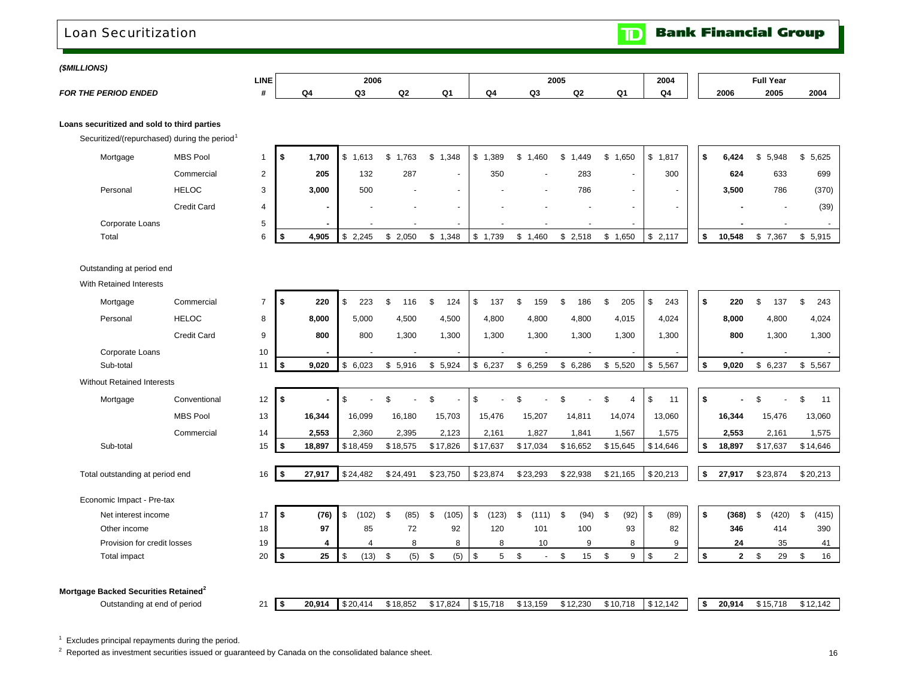# Loan Securitization

**TD Bank Financial Group**

***($MILLIONS)***

| ***FOR THE PERIOD ENDED*** | | LINE # | 2006 Q4 | 2006 Q3 | 2006 Q2 | 2006 Q1 | 2005 Q4 | 2005 Q3 | 2005 Q2 | 2005 Q1 | 2004 Q4 | Full Year 2006 | Full Year 2005 | Full Year 2004 |
|---|---|---|---|---|---|---|---|---|---|---|---|---|---|---|
| **Loans securitized and sold to third parties** | | | | | | | | | | | | | | |
| Securitized/(repurchased) during the period[1] | | | | | | | | | | | | | | |
| Mortgage | MBS Pool | 1 | **$ 1,700** | $ 1,613 | $ 1,763 | $ 1,348 | $ 1,389 | $ 1,460 | $ 1,449 | $ 1,650 | $ 1,817 | **$ 6,424** | $ 5,948 | $ 5,625 |
| | Commercial | 2 | **205** | 132 | 287 | - | 350 | - | 283 | - | 300 | **624** | 633 | 699 |
| Personal | HELOC | 3 | **3,000** | 500 | - | - | - | - | 786 | - | - | **3,500** | 786 | (370) |
| | Credit Card | 4 | **-** | - | - | - | - | - | - | - | - | **-** | - | (39) |
| Corporate Loans | | 5 | **-** | - | - | - | - | - | - | - | | **-** | - | - |
| Total | | 6 | **$ 4,905** | $ 2,245 | $ 2,050 | $ 1,348 | $ 1,739 | $ 1,460 | $ 2,518 | $ 1,650 | $ 2,117 | **$ 10,548** | $ 7,367 | $ 5,915 |
| Outstanding at period end | | | | | | | | | | | | | | |
| With Retained Interests | | | | | | | | | | | | | | |
| Mortgage | Commercial | 7 | **$ 220** | $ 223 | $ 116 | $ 124 | $ 137 | $ 159 | $ 186 | $ 205 | $ 243 | **$ 220** | $ 137 | $ 243 |
| Personal | HELOC | 8 | **8,000** | 5,000 | 4,500 | 4,500 | 4,800 | 4,800 | 4,800 | 4,015 | 4,024 | **8,000** | 4,800 | 4,024 |
| | Credit Card | 9 | **800** | 800 | 1,300 | 1,300 | 1,300 | 1,300 | 1,300 | 1,300 | 1,300 | **800** | 1,300 | 1,300 |
| Corporate Loans | | 10 | **-** | - | - | - | - | - | - | - | - | **-** | - | - |
| Sub-total | | 11 | **$ 9,020** | $ 6,023 | $ 5,916 | $ 5,924 | $ 6,237 | $ 6,259 | $ 6,286 | $ 5,520 | $ 5,567 | **$ 9,020** | $ 6,237 | $ 5,567 |
| Without Retained Interests | | | | | | | | | | | | | | |
| Mortgage | Conventional | 12 | **$ -** | $ - | $ - | $ - | $ - | $ - | $ - | $ 4 | $ 11 | **$ -** | $ - | $ 11 |
| | MBS Pool | 13 | **16,344** | 16,099 | 16,180 | 15,703 | 15,476 | 15,207 | 14,811 | 14,074 | 13,060 | **16,344** | 15,476 | 13,060 |
| | Commercial | 14 | **2,553** | 2,360 | 2,395 | 2,123 | 2,161 | 1,827 | 1,841 | 1,567 | 1,575 | **2,553** | 2,161 | 1,575 |
| Sub-total | | 15 | **$ 18,897** | $ 18,459 | $ 18,575 | $ 17,826 | $ 17,637 | $ 17,034 | $ 16,652 | $ 15,645 | $ 14,646 | **$ 18,897** | $ 17,637 | $ 14,646 |
| Total outstanding at period end | | 16 | **$ 27,917** | $ 24,482 | $ 24,491 | $ 23,750 | $ 23,874 | $ 23,293 | $ 22,938 | $ 21,165 | $ 20,213 | **$ 27,917** | $ 23,874 | $ 20,213 |
| Economic Impact - Pre-tax | | | | | | | | | | | | | | |
| Net interest income | | 17 | **$ (76)** | $ (102) | $ (85) | $ (105) | $ (123) | $ (111) | $ (94) | $ (92) | $ (89) | **$ (368)** | $ (420) | $ (415) |
| Other income | | 18 | **97** | 85 | 72 | 92 | 120 | 101 | 100 | 93 | 82 | **346** | 414 | 390 |
| Provision for credit losses | | 19 | **4** | 4 | 8 | 8 | 8 | 10 | 9 | 8 | 9 | **24** | 35 | 41 |
| Total impact | | 20 | **$ 25** | $ (13) | $ (5) | $ (5) | $ 5 | $ - | $ 15 | $ 9 | $ 2 | **$ 2** | $ 29 | $ 16 |
| **Mortgage Backed Securities Retained[2]** | | | | | | | | | | | | | | |
| Outstanding at end of period | | 21 | **$ 20,914** | $ 20,414 | $ 18,852 | $ 17,824 | $ 15,718 | $ 13,159 | $ 12,230 | $ 10,718 | $ 12,142 | **$ 20,914** | $ 15,718 | $ 12,142 |

[1] Excludes principal repayments during the period.

[2] Reported as investment securities issued or guaranteed by Canada on the consolidated balance sheet.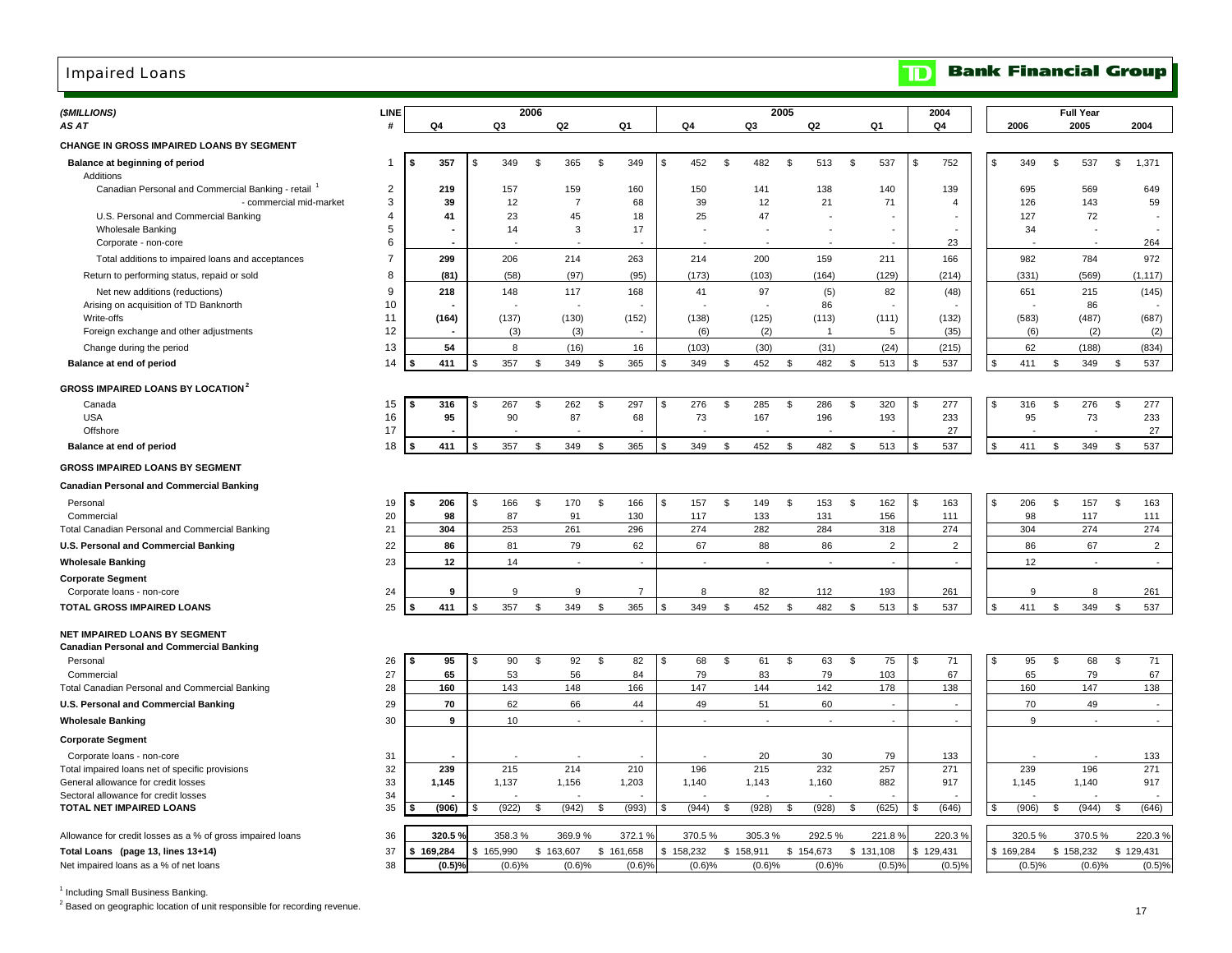# Impaired Loans

**TD Bank Financial Group**

| ($MILLIONS) AS AT | LINE # | 2006 Q4 | 2006 Q3 | 2006 Q2 | 2006 Q1 | 2005 Q4 | 2005 Q3 | 2005 Q2 | 2005 Q1 | 2004 Q4 | Full Year 2006 | Full Year 2005 | Full Year 2004 |
|---|---|---|---|---|---|---|---|---|---|---|---|---|---|
| **CHANGE IN GROSS IMPAIRED LOANS BY SEGMENT** | | | | | | | | | | | | | |
| **Balance at beginning of period** | 1 | $ 357 | $ 349 | $ 365 | $ 349 | $ 452 | $ 482 | $ 513 | $ 537 | $ 752 | $ 349 | $ 537 | $ 1,371 |
| Additions | | | | | | | | | | | | | |
| Canadian Personal and Commercial Banking - retail [1] | 2 | 219 | 157 | 159 | 160 | 150 | 141 | 138 | 140 | 139 | 695 | 569 | 649 |
| - commercial mid-market | 3 | 39 | 12 | 7 | 68 | 39 | 12 | 21 | 71 | 4 | 126 | 143 | 59 |
| U.S. Personal and Commercial Banking | 4 | 41 | 23 | 45 | 18 | 25 | 47 | - | - | - | 127 | 72 | - |
| Wholesale Banking | 5 | - | 14 | 3 | 17 | - | - | - | - | - | 34 | - | - |
| Corporate - non-core | 6 | - | - | - | - | - | - | - | - | 23 | - | - | 264 |
| Total additions to impaired loans and acceptances | 7 | 299 | 206 | 214 | 263 | 214 | 200 | 159 | 211 | 166 | 982 | 784 | 972 |
| Return to performing status, repaid or sold | 8 | (81) | (58) | (97) | (95) | (173) | (103) | (164) | (129) | (214) | (331) | (569) | (1,117) |
| Net new additions (reductions) | 9 | 218 | 148 | 117 | 168 | 41 | 97 | (5) | 82 | (48) | 651 | 215 | (145) |
| Arising on acquisition of TD Banknorth | 10 | - | - | - | - | - | - | 86 | - | - | - | 86 | - |
| Write-offs | 11 | (164) | (137) | (130) | (152) | (138) | (125) | (113) | (111) | (132) | (583) | (487) | (687) |
| Foreign exchange and other adjustments | 12 | - | (3) | (3) | - | (6) | (2) | 1 | 5 | (35) | (6) | (2) | (2) |
| Change during the period | 13 | 54 | 8 | (16) | 16 | (103) | (30) | (31) | (24) | (215) | 62 | (188) | (834) |
| **Balance at end of period** | 14 | $ 411 | $ 357 | $ 349 | $ 365 | $ 349 | $ 452 | $ 482 | $ 513 | $ 537 | $ 411 | $ 349 | $ 537 |
| **GROSS IMPAIRED LOANS BY LOCATION [2]** | | | | | | | | | | | | | |
| Canada | 15 | $ 316 | $ 267 | $ 262 | $ 297 | $ 276 | $ 285 | $ 286 | $ 320 | $ 277 | $ 316 | $ 276 | $ 277 |
| USA | 16 | 95 | 90 | 87 | 68 | 73 | 167 | 196 | 193 | 233 | 95 | 73 | 233 |
| Offshore | 17 | - | - | - | - | - | - | - | - | 27 | - | - | 27 |
| **Balance at end of period** | 18 | $ 411 | $ 357 | $ 349 | $ 365 | $ 349 | $ 452 | $ 482 | $ 513 | $ 537 | $ 411 | $ 349 | $ 537 |
| **GROSS IMPAIRED LOANS BY SEGMENT** | | | | | | | | | | | | | |
| **Canadian Personal and Commercial Banking** | | | | | | | | | | | | | |
| Personal | 19 | $ 206 | $ 166 | $ 170 | $ 166 | $ 157 | $ 149 | $ 153 | $ 162 | $ 163 | $ 206 | $ 157 | $ 163 |
| Commercial | 20 | 98 | 87 | 91 | 130 | 117 | 133 | 131 | 156 | 111 | 98 | 117 | 111 |
| Total Canadian Personal and Commercial Banking | 21 | 304 | 253 | 261 | 296 | 274 | 282 | 284 | 318 | 274 | 304 | 274 | 274 |
| **U.S. Personal and Commercial Banking** | 22 | 86 | 81 | 79 | 62 | 67 | 88 | 86 | 2 | 2 | 86 | 67 | 2 |
| **Wholesale Banking** | 23 | 12 | 14 | - | - | - | - | - | - | - | 12 | - | - |
| **Corporate Segment** | | | | | | | | | | | | | |
| Corporate loans - non-core | 24 | 9 | 9 | 9 | 7 | 8 | 82 | 112 | 193 | 261 | 9 | 8 | 261 |
| **TOTAL GROSS IMPAIRED LOANS** | 25 | $ 411 | $ 357 | $ 349 | $ 365 | $ 349 | $ 452 | $ 482 | $ 513 | $ 537 | $ 411 | $ 349 | $ 537 |
| **NET IMPAIRED LOANS BY SEGMENT** | | | | | | | | | | | | | |
| **Canadian Personal and Commercial Banking** | | | | | | | | | | | | | |
| Personal | 26 | $ 95 | $ 90 | $ 92 | $ 82 | $ 68 | $ 61 | $ 63 | $ 75 | $ 71 | $ 95 | $ 68 | $ 71 |
| Commercial | 27 | 65 | 53 | 56 | 84 | 79 | 83 | 79 | 103 | 67 | 65 | 79 | 67 |
| Total Canadian Personal and Commercial Banking | 28 | 160 | 143 | 148 | 166 | 147 | 144 | 142 | 178 | 138 | 160 | 147 | 138 |
| **U.S. Personal and Commercial Banking** | 29 | 70 | 62 | 66 | 44 | 49 | 51 | 60 | - | - | 70 | 49 | - |
| **Wholesale Banking** | 30 | 9 | 10 | - | - | - | - | - | - | - | 9 | - | - |
| **Corporate Segment** | | | | | | | | | | | | | |
| Corporate loans - non-core | 31 | - | - | - | - | - | 20 | 30 | 79 | 133 | - | - | 133 |
| Total impaired loans net of specific provisions | 32 | 239 | 215 | 214 | 210 | 196 | 215 | 232 | 257 | 271 | 239 | 196 | 271 |
| General allowance for credit losses | 33 | 1,145 | 1,137 | 1,156 | 1,203 | 1,140 | 1,143 | 1,160 | 882 | 917 | 1,145 | 1,140 | 917 |
| Sectoral allowance for credit losses | 34 | - | - | - | - | - | - | - | - | - | - | - | - |
| **TOTAL NET IMPAIRED LOANS** | 35 | $ (906) | $ (922) | $ (942) | $ (993) | $ (944) | $ (928) | $ (928) | $ (625) | $ (646) | $ (906) | $ (944) | $ (646) |
| Allowance for credit losses as a % of gross impaired loans | 36 | 320.5 % | 358.3 % | 369.9 % | 372.1 % | 370.5 % | 305.3 % | 292.5 % | 221.8 % | 220.3 % | 320.5 % | 370.5 % | 220.3 % |
| **Total Loans (page 13, lines 13+14)** | 37 | $ 169,284 | $ 165,990 | $ 163,607 | $ 161,658 | $ 158,232 | $ 158,911 | $ 154,673 | $ 131,108 | $ 129,431 | $ 169,284 | $ 158,232 | $ 129,431 |
| Net impaired loans as a % of net loans | 38 | (0.5)% | (0.6)% | (0.6)% | (0.6)% | (0.6)% | (0.6)% | (0.6)% | (0.5)% | (0.5)% | (0.5)% | (0.6)% | (0.5)% |

[1] Including Small Business Banking.

[2] Based on geographic location of unit responsible for recording revenue.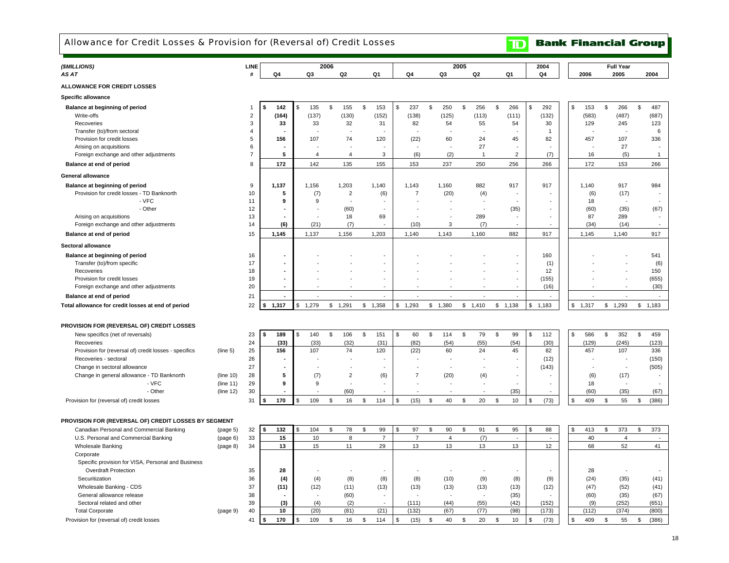# Allowance for Credit Losses & Provision for (Reversal of) Credit Losses

**TD Bank Financial Group**

| ($MILLIONS) AS AT | | LINE # | 2006 Q4 | 2006 Q3 | 2006 Q2 | 2006 Q1 | 2005 Q4 | 2005 Q3 | 2005 Q2 | 2005 Q1 | 2004 Q4 | Full Year 2006 | Full Year 2005 | Full Year 2004 |
|---|---|---|---|---|---|---|---|---|---|---|---|---|---|---|
| **ALLOWANCE FOR CREDIT LOSSES** | | | | | | | | | | | | | | |
| **Specific allowance** | | | | | | | | | | | | | | |
| **Balance at beginning of period** | | 1 | $ 142 | $ 135 | $ 155 | $ 153 | $ 237 | $ 250 | $ 256 | $ 266 | $ 292 | $ 153 | $ 266 | $ 487 |
| Write-offs | | 2 | (164) | (137) | (130) | (152) | (138) | (125) | (113) | (111) | (132) | (583) | (487) | (687) |
| Recoveries | | 3 | 33 | 33 | 32 | 31 | 82 | 54 | 55 | 54 | 30 | 129 | 245 | 123 |
| Transfer (to)/from sectoral | | 4 | - | - | - | - | - | - | - | - | 1 | - | - | 6 |
| Provision for credit losses | | 5 | 156 | 107 | 74 | 120 | (22) | 60 | 24 | 45 | 82 | 457 | 107 | 336 |
| Arising on acquisitions | | 6 | - | - | - | - | - | - | 27 | - | - | - | 27 | - |
| Foreign exchange and other adjustments | | 7 | 5 | 4 | 4 | 3 | (6) | (2) | 1 | 2 | (7) | 16 | (5) | 1 |
| **Balance at end of period** | | 8 | 172 | 142 | 135 | 155 | 153 | 237 | 250 | 256 | 266 | 172 | 153 | 266 |
| **General allowance** | | | | | | | | | | | | | | |
| **Balance at beginning of period** | | 9 | 1,137 | 1,156 | 1,203 | 1,140 | 1,143 | 1,160 | 882 | 917 | 917 | 1,140 | 917 | 984 |
| Provision for credit losses - TD Banknorth | | 10 | 5 | (7) | 2 | (6) | 7 | (20) | (4) | - | - | (6) | (17) | - |
| - VFC | | 11 | 9 | 9 | - | - | - | - | - | - | - | 18 | - | - |
| - Other | | 12 | - | - | (60) | - | - | - | - | (35) | - | (60) | (35) | (67) |
| Arising on acquisitions | | 13 | - | - | 18 | 69 | - | - | 289 | - | - | 87 | 289 | - |
| Foreign exchange and other adjustments | | 14 | (6) | (21) | (7) | - | (10) | 3 | (7) | - | - | (34) | (14) | - |
| **Balance at end of period** | | 15 | 1,145 | 1,137 | 1,156 | 1,203 | 1,140 | 1,143 | 1,160 | 882 | 917 | 1,145 | 1,140 | 917 |
| **Sectoral allowance** | | | | | | | | | | | | | | |
| **Balance at beginning of period** | | 16 | - | - | - | - | - | - | - | - | 160 | - | - | 541 |
| Transfer (to)/from specific | | 17 | - | - | - | - | - | - | - | - | (1) | - | - | (6) |
| Recoveries | | 18 | - | - | - | - | - | - | - | - | 12 | - | - | 150 |
| Provision for credit losses | | 19 | - | - | - | - | - | - | - | - | (155) | - | - | (655) |
| Foreign exchange and other adjustments | | 20 | - | - | - | - | - | - | - | - | (16) | - | - | (30) |
| **Balance at end of period** | | 21 | - | - | - | - | - | - | - | - | - | - | - | - |
| **Total allowance for credit losses at end of period** | | 22 | $ 1,317 | $ 1,279 | $ 1,291 | $ 1,358 | $ 1,293 | $ 1,380 | $ 1,410 | $ 1,138 | $ 1,183 | $ 1,317 | $ 1,293 | $ 1,183 |
| **PROVISION FOR (REVERSAL OF) CREDIT LOSSES** | | | | | | | | | | | | | | |
| New specifics (net of reversals) | | 23 | $ 189 | $ 140 | $ 106 | $ 151 | $ 60 | $ 114 | $ 79 | $ 99 | $ 112 | $ 586 | $ 352 | $ 459 |
| Recoveries | | 24 | (33) | (33) | (32) | (31) | (82) | (54) | (55) | (54) | (30) | (129) | (245) | (123) |
| Provision for (reversal of) credit losses - specifics | (line 5) | 25 | 156 | 107 | 74 | 120 | (22) | 60 | 24 | 45 | 82 | 457 | 107 | 336 |
| Recoveries - sectoral | | 26 | - | - | - | - | - | - | - | - | (12) | - | - | (150) |
| Change in sectoral allowance | | 27 | - | - | - | - | - | - | - | - | (143) | - | - | (505) |
| Change in general allowance - TD Banknorth | (line 10) | 28 | 5 | (7) | 2 | (6) | 7 | (20) | (4) | - | - | (6) | (17) | - |
| - VFC | (line 11) | 29 | 9 | 9 | - | - | - | - | - | - | - | 18 | - | - |
| - Other | (line 12) | 30 | - | - | (60) | - | - | - | - | (35) | - | (60) | (35) | (67) |
| Provision for (reversal of) credit losses | | 31 | $ 170 | $ 109 | $ 16 | $ 114 | $ (15) | $ 40 | $ 20 | $ 10 | $ (73) | $ 409 | $ 55 | $ (386) |
| **PROVISION FOR (REVERSAL OF) CREDIT LOSSES BY SEGMENT** | | | | | | | | | | | | | | |
| Canadian Personal and Commercial Banking | (page 5) | 32 | $ 132 | $ 104 | $ 78 | $ 99 | $ 97 | $ 90 | $ 91 | $ 95 | $ 88 | $ 413 | $ 373 | $ 373 |
| U.S. Personal and Commercial Banking | (page 6) | 33 | 15 | 10 | 8 | 7 | 7 | 4 | (7) | - | - | 40 | 4 | - |
| Wholesale Banking | (page 8) | 34 | 13 | 15 | 11 | 29 | 13 | 13 | 13 | 13 | 12 | 68 | 52 | 41 |
| Corporate | | | | | | | | | | | | | | |
| Specific provision for VISA, Personal and Business Overdraft Protection | | 35 | 28 | - | - | - | - | - | - | - | - | 28 | - | - |
| Securitization | | 36 | (4) | (4) | (8) | (8) | (8) | (10) | (9) | (8) | (9) | (24) | (35) | (41) |
| Wholesale Banking - CDS | | 37 | (11) | (12) | (11) | (13) | (13) | (13) | (13) | (13) | (12) | (47) | (52) | (41) |
| General allowance release | | 38 | - | - | (60) | - | - | - | - | (35) | - | (60) | (35) | (67) |
| Sectoral related and other | | 39 | (3) | (4) | (2) | - | (111) | (44) | (55) | (42) | (152) | (9) | (252) | (651) |
| Total Corporate | (page 9) | 40 | 10 | (20) | (81) | (21) | (132) | (67) | (77) | (98) | (173) | (112) | (374) | (800) |
| Provision for (reversal of) credit losses | | 41 | $ 170 | $ 109 | $ 16 | $ 114 | $ (15) | $ 40 | $ 20 | $ 10 | $ (73) | $ 409 | $ 55 | $ (386) |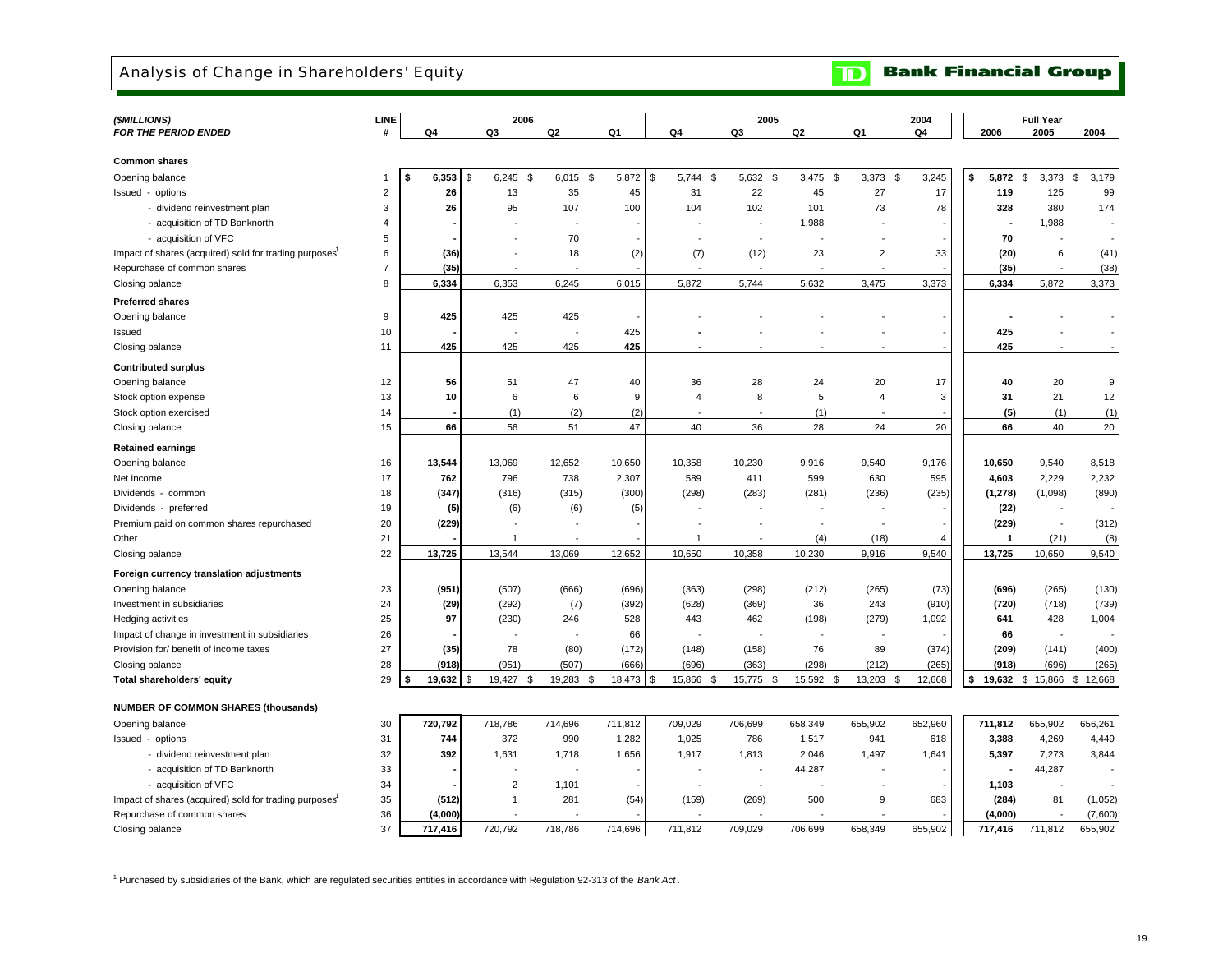# Analysis of Change in Shareholders' Equity

**Bank Financial Group**

| ($MILLIONS) FOR THE PERIOD ENDED | LINE # | 2006 Q4 | 2006 Q3 | 2006 Q2 | 2006 Q1 | 2005 Q4 | 2005 Q3 | 2005 Q2 | 2005 Q1 | 2004 Q4 | Full Year 2006 | Full Year 2005 | Full Year 2004 |
|---|---|---|---|---|---|---|---|---|---|---|---|---|---|
| **Common shares** | | | | | | | | | | | | | |
| Opening balance | 1 | **$ 6,353** | $ 6,245 | $ 6,015 | $ 5,872 | $ 5,744 | $ 5,632 | $ 3,475 | $ 3,373 | $ 3,245 | **$ 5,872** | $ 3,373 | $ 3,179 |
| Issued - options | 2 | **26** | 13 | 35 | 45 | 31 | 22 | 45 | 27 | 17 | **119** | 125 | 99 |
| - dividend reinvestment plan | 3 | **26** | 95 | 107 | 100 | 104 | 102 | 101 | 73 | 78 | **328** | 380 | 174 |
| - acquisition of TD Banknorth | 4 | **-** | - | - | - | - | - | 1,988 | - | - | **-** | 1,988 | - |
| - acquisition of VFC | 5 | **-** | - | 70 | - | - | - | - | - | - | **70** | - | - |
| Impact of shares (acquired) sold for trading purposes[1] | 6 | **(36)** | - | 18 | (2) | (7) | (12) | 23 | 2 | 33 | **(20)** | 6 | (41) |
| Repurchase of common shares | 7 | **(35)** | - | - | - | - | - | - | - | - | **(35)** | - | (38) |
| Closing balance | 8 | **6,334** | 6,353 | 6,245 | 6,015 | 5,872 | 5,744 | 5,632 | 3,475 | 3,373 | **6,334** | 5,872 | 3,373 |
| **Preferred shares** | | | | | | | | | | | | | |
| Opening balance | 9 | **425** | 425 | 425 | - | - | - | - | - | - | **-** | - | - |
| Issued | 10 | **-** | - | - | 425 | - | - | - | - | - | **425** | - | - |
| Closing balance | 11 | **425** | 425 | 425 | 425 | - | - | - | - | - | **425** | - | - |
| **Contributed surplus** | | | | | | | | | | | | | |
| Opening balance | 12 | **56** | 51 | 47 | 40 | 36 | 28 | 24 | 20 | 17 | **40** | 20 | 9 |
| Stock option expense | 13 | **10** | 6 | 6 | 9 | 4 | 8 | 5 | 4 | 3 | **31** | 21 | 12 |
| Stock option exercised | 14 | **-** | (1) | (2) | (2) | - | - | (1) | - | - | **(5)** | (1) | (1) |
| Closing balance | 15 | **66** | 56 | 51 | 47 | 40 | 36 | 28 | 24 | 20 | **66** | 40 | 20 |
| **Retained earnings** | | | | | | | | | | | | | |
| Opening balance | 16 | **13,544** | 13,069 | 12,652 | 10,650 | 10,358 | 10,230 | 9,916 | 9,540 | 9,176 | **10,650** | 9,540 | 8,518 |
| Net income | 17 | **762** | 796 | 738 | 2,307 | 589 | 411 | 599 | 630 | 595 | **4,603** | 2,229 | 2,232 |
| Dividends - common | 18 | **(347)** | (316) | (315) | (300) | (298) | (283) | (281) | (236) | (235) | **(1,278)** | (1,098) | (890) |
| Dividends - preferred | 19 | **(5)** | (6) | (6) | (5) | - | - | - | - | - | **(22)** | - | - |
| Premium paid on common shares repurchased | 20 | **(229)** | - | - | - | - | - | - | - | - | **(229)** | - | (312) |
| Other | 21 | **-** | 1 | - | - | 1 | - | (4) | (18) | 4 | **1** | (21) | (8) |
| Closing balance | 22 | **13,725** | 13,544 | 13,069 | 12,652 | 10,650 | 10,358 | 10,230 | 9,916 | 9,540 | **13,725** | 10,650 | 9,540 |
| **Foreign currency translation adjustments** | | | | | | | | | | | | | |
| Opening balance | 23 | **(951)** | (507) | (666) | (696) | (363) | (298) | (212) | (265) | (73) | **(696)** | (265) | (130) |
| Investment in subsidiaries | 24 | **(29)** | (292) | (7) | (392) | (628) | (369) | 36 | 243 | (910) | **(720)** | (718) | (739) |
| Hedging activities | 25 | **97** | (230) | 246 | 528 | 443 | 462 | (198) | (279) | 1,092 | **641** | 428 | 1,004 |
| Impact of change in investment in subsidiaries | 26 | **-** | - | - | 66 | - | - | - | - | - | **66** | - | - |
| Provision for/ benefit of income taxes | 27 | **(35)** | 78 | (80) | (172) | (148) | (158) | 76 | 89 | (374) | **(209)** | (141) | (400) |
| Closing balance | 28 | **(918)** | (951) | (507) | (666) | (696) | (363) | (298) | (212) | (265) | **(918)** | (696) | (265) |
| **Total shareholders' equity** | 29 | **$ 19,632** | $ 19,427 | $ 19,283 | $ 18,473 | $ 15,866 | $ 15,775 | $ 15,592 | $ 13,203 | $ 12,668 | **$ 19,632** | $ 15,866 | $ 12,668 |
| **NUMBER OF COMMON SHARES (thousands)** | | | | | | | | | | | | | |
| Opening balance | 30 | **720,792** | 718,786 | 714,696 | 711,812 | 709,029 | 706,699 | 658,349 | 655,902 | 652,960 | **711,812** | 655,902 | 656,261 |
| Issued - options | 31 | **744** | 372 | 990 | 1,282 | 1,025 | 786 | 1,517 | 941 | 618 | **3,388** | 4,269 | 4,449 |
| - dividend reinvestment plan | 32 | **392** | 1,631 | 1,718 | 1,656 | 1,917 | 1,813 | 2,046 | 1,497 | 1,641 | **5,397** | 7,273 | 3,844 |
| - acquisition of TD Banknorth | 33 | **-** | - | - | - | - | - | 44,287 | - | - | **-** | 44,287 | - |
| - acquisition of VFC | 34 | **-** | 2 | 1,101 | - | - | - | - | - | - | **1,103** | - | - |
| Impact of shares (acquired) sold for trading purposes[1] | 35 | **(512)** | 1 | 281 | (54) | (159) | (269) | 500 | 9 | 683 | **(284)** | 81 | (1,052) |
| Repurchase of common shares | 36 | **(4,000)** | - | - | - | - | - | - | - | - | **(4,000)** | - | (7,600) |
| Closing balance | 37 | **717,416** | 720,792 | 718,786 | 714,696 | 711,812 | 709,029 | 706,699 | 658,349 | 655,902 | **717,416** | 711,812 | 655,902 |

[1] Purchased by subsidiaries of the Bank, which are regulated securities entities in accordance with Regulation 92-313 of the *Bank Act*.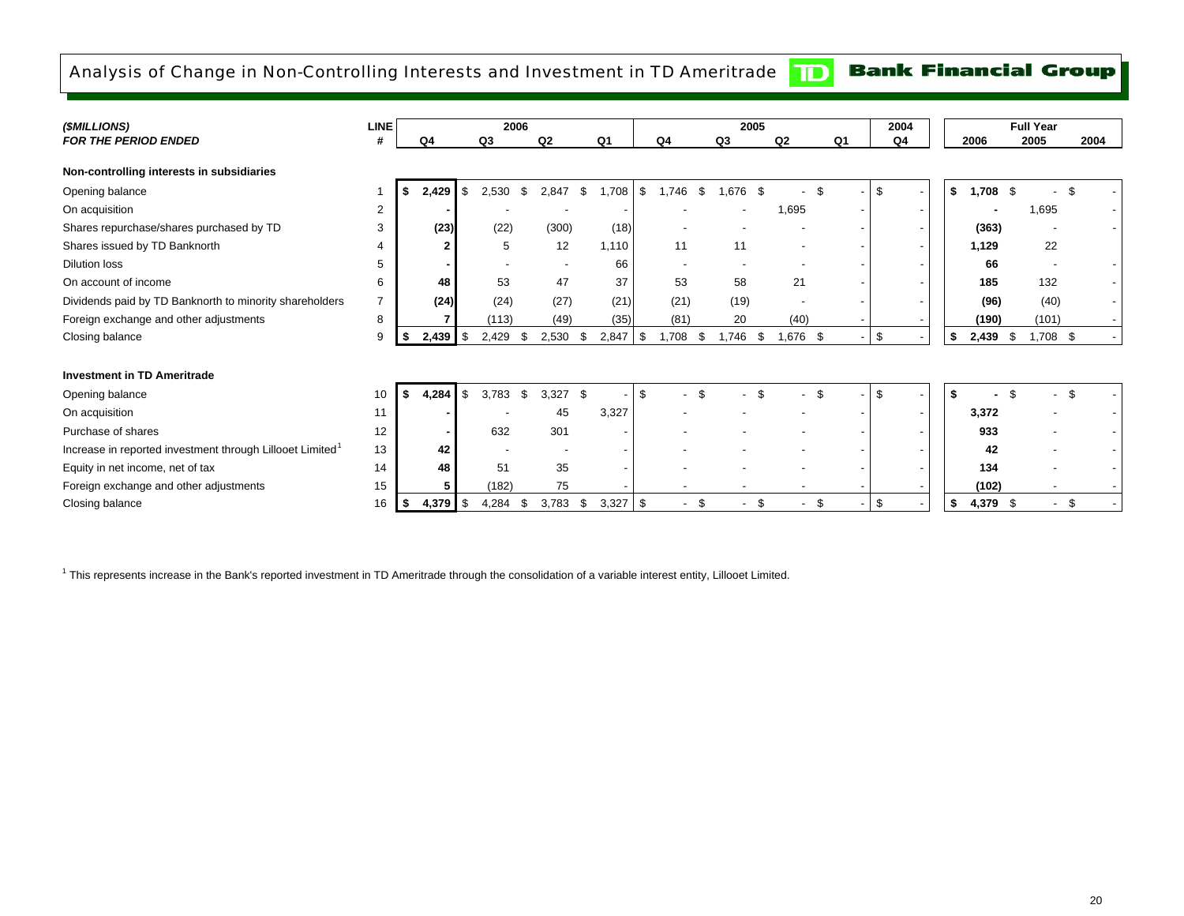# Analysis of Change in Non-Controlling Interests and Investment in TD Ameritrade

**TD Bank Financial Group**

| *($MILLIONS)* | **LINE** | 2006 | | | | 2005 | | | | 2004 | Full Year | | |
|---|---|---|---|---|---|---|---|---|---|---|---|---|---|
| ***FOR THE PERIOD ENDED*** | **#** | **Q4** | **Q3** | **Q2** | **Q1** | **Q4** | **Q3** | **Q2** | **Q1** | **Q4** | **2006** | **2005** | **2004** |
| **Non-controlling interests in subsidiaries** | | | | | | | | | | | | | |
| Opening balance | 1 | **$ 2,429** | $ 2,530 | $ 2,847 | $ 1,708 | $ 1,746 | $ 1,676 | $ - | $ - | $ - | **$ 1,708** | $ - | $ - |
| On acquisition | 2 | **-** | - | - | - | - | - | 1,695 | - | - | **-** | 1,695 | - |
| Shares repurchase/shares purchased by TD | 3 | **(23)** | (22) | (300) | (18) | - | - | - | - | - | **(363)** | - | - |
| Shares issued by TD Banknorth | 4 | **2** | 5 | 12 | 1,110 | 11 | 11 | - | - | - | **1,129** | 22 | |
| Dilution loss | 5 | **-** | - | - | 66 | - | - | - | - | - | **66** | - | - |
| On account of income | 6 | **48** | 53 | 47 | 37 | 53 | 58 | 21 | - | - | **185** | 132 | - |
| Dividends paid by TD Banknorth to minority shareholders | 7 | **(24)** | (24) | (27) | (21) | (21) | (19) | - | - | - | **(96)** | (40) | - |
| Foreign exchange and other adjustments | 8 | **7** | (113) | (49) | (35) | (81) | 20 | (40) | - | - | **(190)** | (101) | - |
| Closing balance | 9 | **$ 2,439** | $ 2,429 | $ 2,530 | $ 2,847 | $ 1,708 | $ 1,746 | $ 1,676 | $ - | $ - | **$ 2,439** | $ 1,708 | $ - |
| **Investment in TD Ameritrade** | | | | | | | | | | | | | |
| Opening balance | 10 | **$ 4,284** | $ 3,783 | $ 3,327 | $ - | $ - | $ - | $ - | $ - | $ - | **$ -** | $ - | $ - |
| On acquisition | 11 | **-** | - | 45 | 3,327 | - | - | - | - | - | **3,372** | - | - |
| Purchase of shares | 12 | **-** | 632 | 301 | - | - | - | - | - | - | **933** | - | - |
| Increase in reported investment through Lillooet Limited[1] | 13 | **42** | - | - | - | - | - | - | - | - | **42** | - | - |
| Equity in net income, net of tax | 14 | **48** | 51 | 35 | - | - | - | - | - | - | **134** | - | - |
| Foreign exchange and other adjustments | 15 | **5** | (182) | 75 | - | - | - | - | - | - | **(102)** | - | - |
| Closing balance | 16 | **$ 4,379** | $ 4,284 | $ 3,783 | $ 3,327 | $ - | $ - | $ - | $ - | $ - | **$ 4,379** | $ - | $ - |

[1] This represents increase in the Bank's reported investment in TD Ameritrade through the consolidation of a variable interest entity, Lillooet Limited.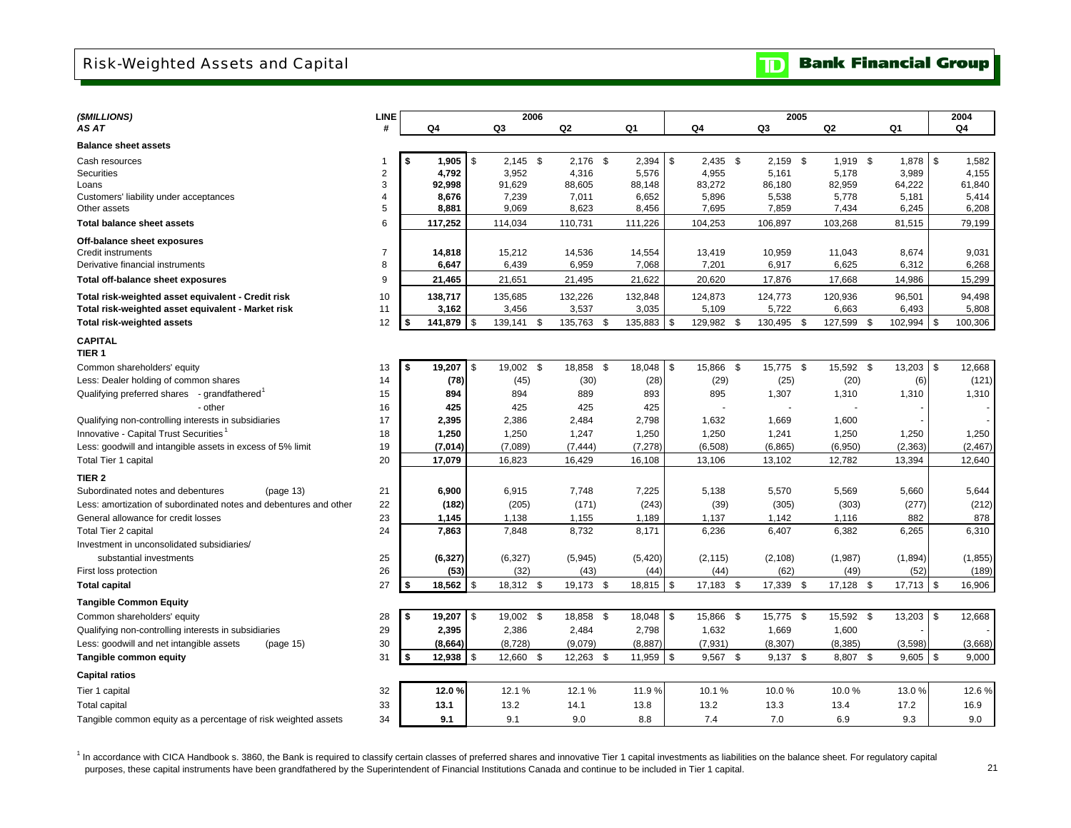# Risk-Weighted Assets and Capital

**TD Bank Financial Group**

| *($MILLIONS)* | LINE | 2006 | | | | 2005 | | | | 2004 |
|---|---|---|---|---|---|---|---|---|---|---|
| *AS AT* | # | Q4 | Q3 | Q2 | Q1 | Q4 | Q3 | Q2 | Q1 | Q4 |
| **Balance sheet assets** | | | | | | | | | | |
| Cash resources | 1 | **$ 1,905** | $ 2,145 | $ 2,176 | $ 2,394 | $ 2,435 | $ 2,159 | $ 1,919 | $ 1,878 | $ 1,582 |
| Securities | 2 | **4,792** | 3,952 | 4,316 | 5,576 | 4,955 | 5,161 | 5,178 | 3,989 | 4,155 |
| Loans | 3 | **92,998** | 91,629 | 88,605 | 88,148 | 83,272 | 86,180 | 82,959 | 64,222 | 61,840 |
| Customers' liability under acceptances | 4 | **8,676** | 7,239 | 7,011 | 6,652 | 5,896 | 5,538 | 5,778 | 5,181 | 5,414 |
| Other assets | 5 | **8,881** | 9,069 | 8,623 | 8,456 | 7,695 | 7,859 | 7,434 | 6,245 | 6,208 |
| **Total balance sheet assets** | 6 | **117,252** | 114,034 | 110,731 | 111,226 | 104,253 | 106,897 | 103,268 | 81,515 | 79,199 |
| **Off-balance sheet exposures** | | | | | | | | | | |
| Credit instruments | 7 | **14,818** | 15,212 | 14,536 | 14,554 | 13,419 | 10,959 | 11,043 | 8,674 | 9,031 |
| Derivative financial instruments | 8 | **6,647** | 6,439 | 6,959 | 7,068 | 7,201 | 6,917 | 6,625 | 6,312 | 6,268 |
| **Total off-balance sheet exposures** | 9 | **21,465** | 21,651 | 21,495 | 21,622 | 20,620 | 17,876 | 17,668 | 14,986 | 15,299 |
| **Total risk-weighted asset equivalent - Credit risk** | 10 | **138,717** | 135,685 | 132,226 | 132,848 | 124,873 | 124,773 | 120,936 | 96,501 | 94,498 |
| **Total risk-weighted asset equivalent - Market risk** | 11 | **3,162** | 3,456 | 3,537 | 3,035 | 5,109 | 5,722 | 6,663 | 6,493 | 5,808 |
| **Total risk-weighted assets** | 12 | **$ 141,879** | $ 139,141 | $ 135,763 | $ 135,883 | $ 129,982 | $ 130,495 | $ 127,599 | $ 102,994 | $ 100,306 |
| **CAPITAL** | | | | | | | | | | |
| **TIER 1** | | | | | | | | | | |
| Common shareholders' equity | 13 | **$ 19,207** | $ 19,002 | $ 18,858 | $ 18,048 | $ 15,866 | $ 15,775 | $ 15,592 | $ 13,203 | $ 12,668 |
| Less: Dealer holding of common shares | 14 | **(78)** | (45) | (30) | (28) | (29) | (25) | (20) | (6) | (121) |
| Qualifying preferred shares - grandfathered[1] | 15 | **894** | 894 | 889 | 893 | 895 | 1,307 | 1,310 | 1,310 | 1,310 |
| - other | 16 | **425** | 425 | 425 | 425 | - | - | - | - | - |
| Qualifying non-controlling interests in subsidiaries | 17 | **2,395** | 2,386 | 2,484 | 2,798 | 1,632 | 1,669 | 1,600 | - | - |
| Innovative - Capital Trust Securities[1] | 18 | **1,250** | 1,250 | 1,247 | 1,250 | 1,250 | 1,241 | 1,250 | 1,250 | 1,250 |
| Less: goodwill and intangible assets in excess of 5% limit | 19 | **(7,014)** | (7,089) | (7,444) | (7,278) | (6,508) | (6,865) | (6,950) | (2,363) | (2,467) |
| Total Tier 1 capital | 20 | **17,079** | 16,823 | 16,429 | 16,108 | 13,106 | 13,102 | 12,782 | 13,394 | 12,640 |
| **TIER 2** | | | | | | | | | | |
| Subordinated notes and debentures (page 13) | 21 | **6,900** | 6,915 | 7,748 | 7,225 | 5,138 | 5,570 | 5,569 | 5,660 | 5,644 |
| Less: amortization of subordinated notes and debentures and other | 22 | **(182)** | (205) | (171) | (243) | (39) | (305) | (303) | (277) | (212) |
| General allowance for credit losses | 23 | **1,145** | 1,138 | 1,155 | 1,189 | 1,137 | 1,142 | 1,116 | 882 | 878 |
| Total Tier 2 capital | 24 | **7,863** | 7,848 | 8,732 | 8,171 | 6,236 | 6,407 | 6,382 | 6,265 | 6,310 |
| Investment in unconsolidated subsidiaries/ substantial investments | 25 | **(6,327)** | (6,327) | (5,945) | (5,420) | (2,115) | (2,108) | (1,987) | (1,894) | (1,855) |
| First loss protection | 26 | **(53)** | (32) | (43) | (44) | (44) | (62) | (49) | (52) | (189) |
| **Total capital** | 27 | **$ 18,562** | $ 18,312 | $ 19,173 | $ 18,815 | $ 17,183 | $ 17,339 | $ 17,128 | $ 17,713 | $ 16,906 |
| **Tangible Common Equity** | | | | | | | | | | |
| Common shareholders' equity | 28 | **$ 19,207** | $ 19,002 | $ 18,858 | $ 18,048 | $ 15,866 | $ 15,775 | $ 15,592 | $ 13,203 | $ 12,668 |
| Qualifying non-controlling interests in subsidiaries | 29 | **2,395** | 2,386 | 2,484 | 2,798 | 1,632 | 1,669 | 1,600 | - | - |
| Less: goodwill and net intangible assets (page 15) | 30 | **(8,664)** | (8,728) | (9,079) | (8,887) | (7,931) | (8,307) | (8,385) | (3,598) | (3,668) |
| **Tangible common equity** | 31 | **$ 12,938** | $ 12,660 | $ 12,263 | $ 11,959 | $ 9,567 | $ 9,137 | $ 8,807 | $ 9,605 | $ 9,000 |
| **Capital ratios** | | | | | | | | | | |
| Tier 1 capital | 32 | **12.0 %** | 12.1 % | 12.1 % | 11.9 % | 10.1 % | 10.0 % | 10.0 % | 13.0 % | 12.6 % |
| Total capital | 33 | **13.1** | 13.2 | 14.1 | 13.8 | 13.2 | 13.3 | 13.4 | 17.2 | 16.9 |
| Tangible common equity as a percentage of risk weighted assets | 34 | **9.1** | 9.1 | 9.0 | 8.8 | 7.4 | 7.0 | 6.9 | 9.3 | 9.0 |

[1] In accordance with CICA Handbook s. 3860, the Bank is required to classify certain classes of preferred shares and innovative Tier 1 capital investments as liabilities on the balance sheet. For regulatory capital purposes, these capital instruments have been grandfathered by the Superintendent of Financial Institutions Canada and continue to be included in Tier 1 capital.